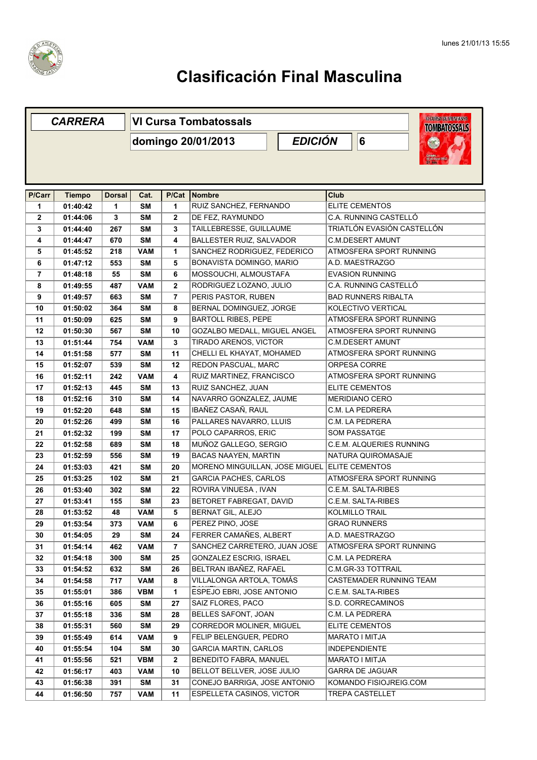# Clasificación Final Masculina

| CARRERA | VI Cursa Tombatossals | | |
|---|---|---|---|
| | domingo 20/01/2013 | EDICIÓN | 6 |

| P/Carr | Tiempo | Dorsal | Cat. | P/Cat | Nombre | Club |
|---|---|---|---|---|---|---|
| 1 | 01:40:42 | 1 | SM | 1 | RUIZ SANCHEZ, FERNANDO | ELITE CEMENTOS |
| 2 | 01:44:06 | 3 | SM | 2 | DE FEZ, RAYMUNDO | C.A. RUNNING CASTELLÓ |
| 3 | 01:44:40 | 267 | SM | 3 | TAILLEBRESSE, GUILLAUME | TRIATLÓN EVASIÓN CASTELLÓN |
| 4 | 01:44:47 | 670 | SM | 4 | BALLESTER RUIZ, SALVADOR | C.M.DESERT AMUNT |
| 5 | 01:45:52 | 218 | VAM | 1 | SANCHEZ RODRIGUEZ, FEDERICO | ATMOSFERA SPORT RUNNING |
| 6 | 01:47:12 | 553 | SM | 5 | BONAVISTA DOMINGO, MARIO | A.D. MAESTRAZGO |
| 7 | 01:48:18 | 55 | SM | 6 | MOSSOUCHI, ALMOUSTAFA | EVASION RUNNING |
| 8 | 01:49:55 | 487 | VAM | 2 | RODRIGUEZ LOZANO, JULIO | C.A. RUNNING CASTELLÓ |
| 9 | 01:49:57 | 663 | SM | 7 | PERIS PASTOR, RUBEN | BAD RUNNERS RIBALTA |
| 10 | 01:50:02 | 364 | SM | 8 | BERNAL DOMINGUEZ, JORGE | KOLECTIVO VERTICAL |
| 11 | 01:50:09 | 625 | SM | 9 | BARTOLL RIBES, PEPE | ATMOSFERA SPORT RUNNING |
| 12 | 01:50:30 | 567 | SM | 10 | GOZALBO MEDALL, MIGUEL ANGEL | ATMOSFERA SPORT RUNNING |
| 13 | 01:51:44 | 754 | VAM | 3 | TIRADO ARENOS, VICTOR | C.M.DESERT AMUNT |
| 14 | 01:51:58 | 577 | SM | 11 | CHELLI EL KHAYAT, MOHAMED | ATMOSFERA SPORT RUNNING |
| 15 | 01:52:07 | 539 | SM | 12 | REDON PASCUAL, MARC | ORPESA CORRE |
| 16 | 01:52:11 | 242 | VAM | 4 | RUIZ MARTINEZ, FRANCISCO | ATMOSFERA SPORT RUNNING |
| 17 | 01:52:13 | 445 | SM | 13 | RUIZ SANCHEZ, JUAN | ELITE CEMENTOS |
| 18 | 01:52:16 | 310 | SM | 14 | NAVARRO GONZALEZ, JAUME | MERIDIANO CERO |
| 19 | 01:52:20 | 648 | SM | 15 | IBAÑEZ CASAÑ, RAUL | C.M. LA PEDRERA |
| 20 | 01:52:26 | 499 | SM | 16 | PALLARES NAVARRO, LLUIS | C.M. LA PEDRERA |
| 21 | 01:52:32 | 199 | SM | 17 | POLO CAPARROS, ERIC | SOM PASSATGE |
| 22 | 01:52:58 | 689 | SM | 18 | MUÑOZ GALLEGO, SERGIO | C.E.M. ALQUERIES RUNNING |
| 23 | 01:52:59 | 556 | SM | 19 | BACAS NAAYEN, MARTIN | NATURA QUIROMASAJE |
| 24 | 01:53:03 | 421 | SM | 20 | MORENO MINGUILLAN, JOSE MIGUEL | ELITE CEMENTOS |
| 25 | 01:53:25 | 102 | SM | 21 | GARCIA PACHES, CARLOS | ATMOSFERA SPORT RUNNING |
| 26 | 01:53:40 | 302 | SM | 22 | ROVIRA VINUESA , IVAN | C.E.M. SALTA-RIBES |
| 27 | 01:53:41 | 155 | SM | 23 | BETORET FABREGAT, DAVID | C.E.M. SALTA-RIBES |
| 28 | 01:53:52 | 48 | VAM | 5 | BERNAT GIL, ALEJO | KOLMILLO TRAIL |
| 29 | 01:53:54 | 373 | VAM | 6 | PEREZ PINO, JOSE | GRAO RUNNERS |
| 30 | 01:54:05 | 29 | SM | 24 | FERRER CAMAÑES, ALBERT | A.D. MAESTRAZGO |
| 31 | 01:54:14 | 462 | VAM | 7 | SANCHEZ CARRETERO, JUAN JOSE | ATMOSFERA SPORT RUNNING |
| 32 | 01:54:18 | 300 | SM | 25 | GONZALEZ ESCRIG, ISRAEL | C.M. LA PEDRERA |
| 33 | 01:54:52 | 632 | SM | 26 | BELTRAN IBAÑEZ, RAFAEL | C.M.GR-33 TOTTRAIL |
| 34 | 01:54:58 | 717 | VAM | 8 | VILLALONGA ARTOLA, TOMÁS | CASTEMADER RUNNING TEAM |
| 35 | 01:55:01 | 386 | VBM | 1 | ESPEJO EBRI, JOSE ANTONIO | C.E.M. SALTA-RIBES |
| 36 | 01:55:16 | 605 | SM | 27 | SAIZ FLORES, PACO | S.D. CORRECAMINOS |
| 37 | 01:55:18 | 336 | SM | 28 | BELLES SAFONT, JOAN | C.M. LA PEDRERA |
| 38 | 01:55:31 | 560 | SM | 29 | CORREDOR MOLINER, MIGUEL | ELITE CEMENTOS |
| 39 | 01:55:49 | 614 | VAM | 9 | FELIP BELENGUER, PEDRO | MARATO I MITJA |
| 40 | 01:55:54 | 104 | SM | 30 | GARCIA MARTIN, CARLOS | INDEPENDIENTE |
| 41 | 01:55:56 | 521 | VBM | 2 | BENEDITO FABRA, MANUEL | MARATO I MITJA |
| 42 | 01:56:17 | 403 | VAM | 10 | BELLOT BELLVER, JOSE JULIO | GARRA DE JAGUAR |
| 43 | 01:56:38 | 391 | SM | 31 | CONEJO BARRIGA, JOSE ANTONIO | KOMANDO FISIOJREIG.COM |
| 44 | 01:56:50 | 757 | VAM | 11 | ESPELLETA CASINOS, VICTOR | TREPA CASTELLET |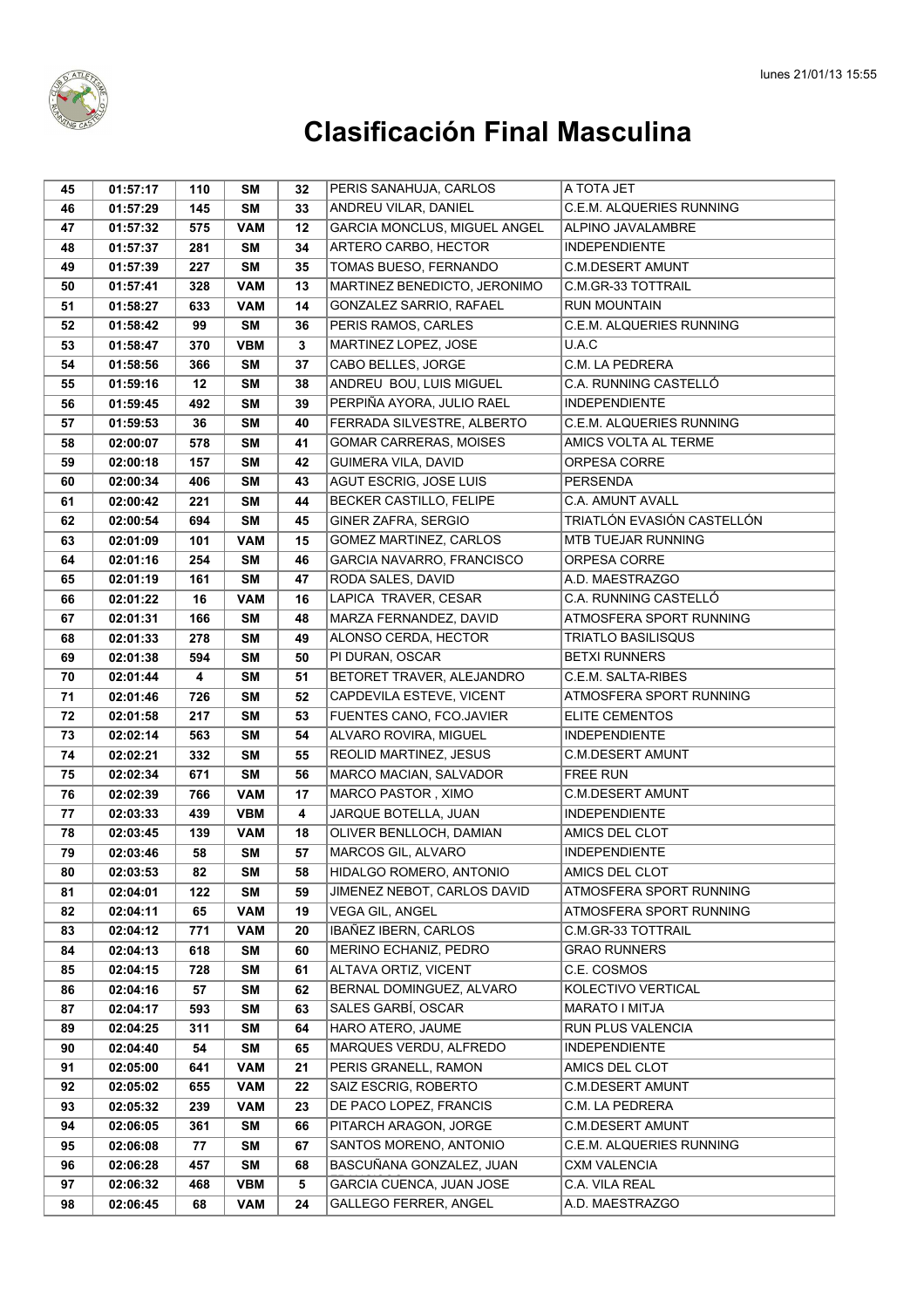# Clasificación Final Masculina

| | | | | | | |
|---|---|---|---|---|---|---|
| 45 | 01:57:17 | 110 | SM | 32 | PERIS SANAHUJA, CARLOS | A TOTA JET |
| 46 | 01:57:29 | 145 | SM | 33 | ANDREU VILAR, DANIEL | C.E.M. ALQUERIES RUNNING |
| 47 | 01:57:32 | 575 | VAM | 12 | GARCIA MONCLUS, MIGUEL ANGEL | ALPINO JAVALAMBRE |
| 48 | 01:57:37 | 281 | SM | 34 | ARTERO CARBO, HECTOR | INDEPENDIENTE |
| 49 | 01:57:39 | 227 | SM | 35 | TOMAS BUESO, FERNANDO | C.M.DESERT AMUNT |
| 50 | 01:57:41 | 328 | VAM | 13 | MARTINEZ BENEDICTO, JERONIMO | C.M.GR-33 TOTTRAIL |
| 51 | 01:58:27 | 633 | VAM | 14 | GONZALEZ SARRIO, RAFAEL | RUN MOUNTAIN |
| 52 | 01:58:42 | 99 | SM | 36 | PERIS RAMOS, CARLES | C.E.M. ALQUERIES RUNNING |
| 53 | 01:58:47 | 370 | VBM | 3 | MARTINEZ LOPEZ, JOSE | U.A.C |
| 54 | 01:58:56 | 366 | SM | 37 | CABO BELLES, JORGE | C.M. LA PEDRERA |
| 55 | 01:59:16 | 12 | SM | 38 | ANDREU BOU, LUIS MIGUEL | C.A. RUNNING CASTELLÓ |
| 56 | 01:59:45 | 492 | SM | 39 | PERPIÑA AYORA, JULIO RAEL | INDEPENDIENTE |
| 57 | 01:59:53 | 36 | SM | 40 | FERRADA SILVESTRE, ALBERTO | C.E.M. ALQUERIES RUNNING |
| 58 | 02:00:07 | 578 | SM | 41 | GOMAR CARRERAS, MOISES | AMICS VOLTA AL TERME |
| 59 | 02:00:18 | 157 | SM | 42 | GUIMERA VILA, DAVID | ORPESA CORRE |
| 60 | 02:00:34 | 406 | SM | 43 | AGUT ESCRIG, JOSE LUIS | PERSENDA |
| 61 | 02:00:42 | 221 | SM | 44 | BECKER CASTILLO, FELIPE | C.A. AMUNT AVALL |
| 62 | 02:00:54 | 694 | SM | 45 | GINER ZAFRA, SERGIO | TRIATLÓN EVASIÓN CASTELLÓN |
| 63 | 02:01:09 | 101 | VAM | 15 | GOMEZ MARTINEZ, CARLOS | MTB TUEJAR RUNNING |
| 64 | 02:01:16 | 254 | SM | 46 | GARCIA NAVARRO, FRANCISCO | ORPESA CORRE |
| 65 | 02:01:19 | 161 | SM | 47 | RODA SALES, DAVID | A.D. MAESTRAZGO |
| 66 | 02:01:22 | 16 | VAM | 16 | LAPICA TRAVER, CESAR | C.A. RUNNING CASTELLÓ |
| 67 | 02:01:31 | 166 | SM | 48 | MARZA FERNANDEZ, DAVID | ATMOSFERA SPORT RUNNING |
| 68 | 02:01:33 | 278 | SM | 49 | ALONSO CERDA, HECTOR | TRIATLO BASILISQUS |
| 69 | 02:01:38 | 594 | SM | 50 | PI DURAN, OSCAR | BETXI RUNNERS |
| 70 | 02:01:44 | 4 | SM | 51 | BETORET TRAVER, ALEJANDRO | C.E.M. SALTA-RIBES |
| 71 | 02:01:46 | 726 | SM | 52 | CAPDEVILA ESTEVE, VICENT | ATMOSFERA SPORT RUNNING |
| 72 | 02:01:58 | 217 | SM | 53 | FUENTES CANO, FCO.JAVIER | ELITE CEMENTOS |
| 73 | 02:02:14 | 563 | SM | 54 | ALVARO ROVIRA, MIGUEL | INDEPENDIENTE |
| 74 | 02:02:21 | 332 | SM | 55 | REOLID MARTINEZ, JESUS | C.M.DESERT AMUNT |
| 75 | 02:02:34 | 671 | SM | 56 | MARCO MACIAN, SALVADOR | FREE RUN |
| 76 | 02:02:39 | 766 | VAM | 17 | MARCO PASTOR , XIMO | C.M.DESERT AMUNT |
| 77 | 02:03:33 | 439 | VBM | 4 | JARQUE BOTELLA, JUAN | INDEPENDIENTE |
| 78 | 02:03:45 | 139 | VAM | 18 | OLIVER BENLLOCH, DAMIAN | AMICS DEL CLOT |
| 79 | 02:03:46 | 58 | SM | 57 | MARCOS GIL, ALVARO | INDEPENDIENTE |
| 80 | 02:03:53 | 82 | SM | 58 | HIDALGO ROMERO, ANTONIO | AMICS DEL CLOT |
| 81 | 02:04:01 | 122 | SM | 59 | JIMENEZ NEBOT, CARLOS DAVID | ATMOSFERA SPORT RUNNING |
| 82 | 02:04:11 | 65 | VAM | 19 | VEGA GIL, ANGEL | ATMOSFERA SPORT RUNNING |
| 83 | 02:04:12 | 771 | VAM | 20 | IBAÑEZ IBERN, CARLOS | C.M.GR-33 TOTTRAIL |
| 84 | 02:04:13 | 618 | SM | 60 | MERINO ECHANIZ, PEDRO | GRAO RUNNERS |
| 85 | 02:04:15 | 728 | SM | 61 | ALTAVA ORTIZ, VICENT | C.E. COSMOS |
| 86 | 02:04:16 | 57 | SM | 62 | BERNAL DOMINGUEZ, ALVARO | KOLECTIVO VERTICAL |
| 87 | 02:04:17 | 593 | SM | 63 | SALES GARBÍ, OSCAR | MARATO I MITJA |
| 89 | 02:04:25 | 311 | SM | 64 | HARO ATERO, JAUME | RUN PLUS VALENCIA |
| 90 | 02:04:40 | 54 | SM | 65 | MARQUES VERDU, ALFREDO | INDEPENDIENTE |
| 91 | 02:05:00 | 641 | VAM | 21 | PERIS GRANELL, RAMON | AMICS DEL CLOT |
| 92 | 02:05:02 | 655 | VAM | 22 | SAIZ ESCRIG, ROBERTO | C.M.DESERT AMUNT |
| 93 | 02:05:32 | 239 | VAM | 23 | DE PACO LOPEZ, FRANCIS | C.M. LA PEDRERA |
| 94 | 02:06:05 | 361 | SM | 66 | PITARCH ARAGON, JORGE | C.M.DESERT AMUNT |
| 95 | 02:06:08 | 77 | SM | 67 | SANTOS MORENO, ANTONIO | C.E.M. ALQUERIES RUNNING |
| 96 | 02:06:28 | 457 | SM | 68 | BASCUÑANA GONZALEZ, JUAN | CXM VALENCIA |
| 97 | 02:06:32 | 468 | VBM | 5 | GARCIA CUENCA, JUAN JOSE | C.A. VILA REAL |
| 98 | 02:06:45 | 68 | VAM | 24 | GALLEGO FERRER, ANGEL | A.D. MAESTRAZGO |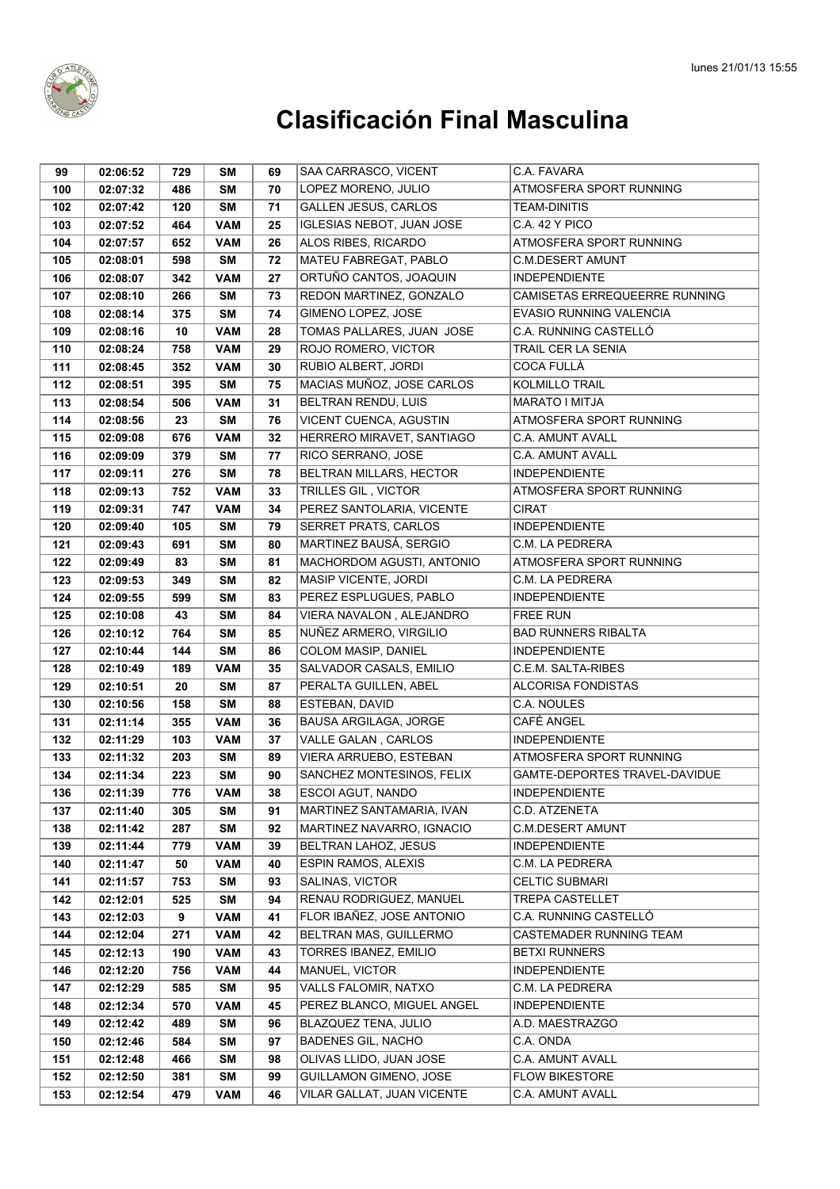# Clasificación Final Masculina

| | | | | | | |
|---|---|---|---|---|---|---|
| 99 | 02:06:52 | 729 | SM | 69 | SAA CARRASCO, VICENT | C.A. FAVARA |
| 100 | 02:07:32 | 486 | SM | 70 | LOPEZ MORENO, JULIO | ATMOSFERA SPORT RUNNING |
| 102 | 02:07:42 | 120 | SM | 71 | GALLEN JESUS, CARLOS | TEAM-DINITIS |
| 103 | 02:07:52 | 464 | VAM | 25 | IGLESIAS NEBOT, JUAN JOSE | C.A. 42 Y PICO |
| 104 | 02:07:57 | 652 | VAM | 26 | ALOS RIBES, RICARDO | ATMOSFERA SPORT RUNNING |
| 105 | 02:08:01 | 598 | SM | 72 | MATEU FABREGAT, PABLO | C.M.DESERT AMUNT |
| 106 | 02:08:07 | 342 | VAM | 27 | ORTUÑO CANTOS, JOAQUIN | INDEPENDIENTE |
| 107 | 02:08:10 | 266 | SM | 73 | REDON MARTINEZ, GONZALO | CAMISETAS ERREQUEERRE RUNNING |
| 108 | 02:08:14 | 375 | SM | 74 | GIMENO LOPEZ, JOSE | EVASIO RUNNING VALENCIA |
| 109 | 02:08:16 | 10 | VAM | 28 | TOMAS PALLARES, JUAN JOSE | C.A. RUNNING CASTELLÓ |
| 110 | 02:08:24 | 758 | VAM | 29 | ROJO ROMERO, VICTOR | TRAIL CER LA SENIA |
| 111 | 02:08:45 | 352 | VAM | 30 | RUBIO ALBERT, JORDI | COCA FULLÀ |
| 112 | 02:08:51 | 395 | SM | 75 | MACIAS MUÑOZ, JOSE CARLOS | KOLMILLO TRAIL |
| 113 | 02:08:54 | 506 | VAM | 31 | BELTRAN RENDU, LUIS | MARATO I MITJA |
| 114 | 02:08:56 | 23 | SM | 76 | VICENT CUENCA, AGUSTIN | ATMOSFERA SPORT RUNNING |
| 115 | 02:09:08 | 676 | VAM | 32 | HERRERO MIRAVET, SANTIAGO | C.A. AMUNT AVALL |
| 116 | 02:09:09 | 379 | SM | 77 | RICO SERRANO, JOSE | C.A. AMUNT AVALL |
| 117 | 02:09:11 | 276 | SM | 78 | BELTRAN MILLARS, HECTOR | INDEPENDIENTE |
| 118 | 02:09:13 | 752 | VAM | 33 | TRILLES GIL , VICTOR | ATMOSFERA SPORT RUNNING |
| 119 | 02:09:31 | 747 | VAM | 34 | PEREZ SANTOLARIA, VICENTE | CIRAT |
| 120 | 02:09:40 | 105 | SM | 79 | SERRET PRATS, CARLOS | INDEPENDIENTE |
| 121 | 02:09:43 | 691 | SM | 80 | MARTINEZ BAUSÁ, SERGIO | C.M. LA PEDRERA |
| 122 | 02:09:49 | 83 | SM | 81 | MACHORDOM AGUSTI, ANTONIO | ATMOSFERA SPORT RUNNING |
| 123 | 02:09:53 | 349 | SM | 82 | MASIP VICENTE, JORDI | C.M. LA PEDRERA |
| 124 | 02:09:55 | 599 | SM | 83 | PEREZ ESPLUGUES, PABLO | INDEPENDIENTE |
| 125 | 02:10:08 | 43 | SM | 84 | VIERA NAVALON , ALEJANDRO | FREE RUN |
| 126 | 02:10:12 | 764 | SM | 85 | NUÑEZ ARMERO, VIRGILIO | BAD RUNNERS RIBALTA |
| 127 | 02:10:44 | 144 | SM | 86 | COLOM MASIP, DANIEL | INDEPENDIENTE |
| 128 | 02:10:49 | 189 | VAM | 35 | SALVADOR CASALS, EMILIO | C.E.M. SALTA-RIBES |
| 129 | 02:10:51 | 20 | SM | 87 | PERALTA GUILLEN, ABEL | ALCORISA FONDISTAS |
| 130 | 02:10:56 | 158 | SM | 88 | ESTEBAN, DAVID | C.A. NOULES |
| 131 | 02:11:14 | 355 | VAM | 36 | BAUSA ARGILAGA, JORGE | CAFÉ ANGEL |
| 132 | 02:11:29 | 103 | VAM | 37 | VALLE GALAN , CARLOS | INDEPENDIENTE |
| 133 | 02:11:32 | 203 | SM | 89 | VIERA ARRUEBO, ESTEBAN | ATMOSFERA SPORT RUNNING |
| 134 | 02:11:34 | 223 | SM | 90 | SANCHEZ MONTESINOS, FELIX | GAMTE-DEPORTES TRAVEL-DAVIDUE |
| 136 | 02:11:39 | 776 | VAM | 38 | ESCOI AGUT, NANDO | INDEPENDIENTE |
| 137 | 02:11:40 | 305 | SM | 91 | MARTINEZ SANTAMARIA, IVAN | C.D. ATZENETA |
| 138 | 02:11:42 | 287 | SM | 92 | MARTINEZ NAVARRO, IGNACIO | C.M.DESERT AMUNT |
| 139 | 02:11:44 | 779 | VAM | 39 | BELTRAN LAHOZ, JESUS | INDEPENDIENTE |
| 140 | 02:11:47 | 50 | VAM | 40 | ESPIN RAMOS, ALEXIS | C.M. LA PEDRERA |
| 141 | 02:11:57 | 753 | SM | 93 | SALINAS, VICTOR | CELTIC SUBMARI |
| 142 | 02:12:01 | 525 | SM | 94 | RENAU RODRIGUEZ, MANUEL | TREPA CASTELLET |
| 143 | 02:12:03 | 9 | VAM | 41 | FLOR IBAÑEZ, JOSE ANTONIO | C.A. RUNNING CASTELLÓ |
| 144 | 02:12:04 | 271 | VAM | 42 | BELTRAN MAS, GUILLERMO | CASTEMADER RUNNING TEAM |
| 145 | 02:12:13 | 190 | VAM | 43 | TORRES IBANEZ, EMILIO | BETXI RUNNERS |
| 146 | 02:12:20 | 756 | VAM | 44 | MANUEL, VICTOR | INDEPENDIENTE |
| 147 | 02:12:29 | 585 | SM | 95 | VALLS FALOMIR, NATXO | C.M. LA PEDRERA |
| 148 | 02:12:34 | 570 | VAM | 45 | PEREZ BLANCO, MIGUEL ANGEL | INDEPENDIENTE |
| 149 | 02:12:42 | 489 | SM | 96 | BLAZQUEZ TENA, JULIO | A.D. MAESTRAZGO |
| 150 | 02:12:46 | 584 | SM | 97 | BADENES GIL, NACHO | C.A. ONDA |
| 151 | 02:12:48 | 466 | SM | 98 | OLIVAS LLIDO, JUAN JOSE | C.A. AMUNT AVALL |
| 152 | 02:12:50 | 381 | SM | 99 | GUILLAMON GIMENO, JOSE | FLOW BIKESTORE |
| 153 | 02:12:54 | 479 | VAM | 46 | VILAR GALLAT, JUAN VICENTE | C.A. AMUNT AVALL |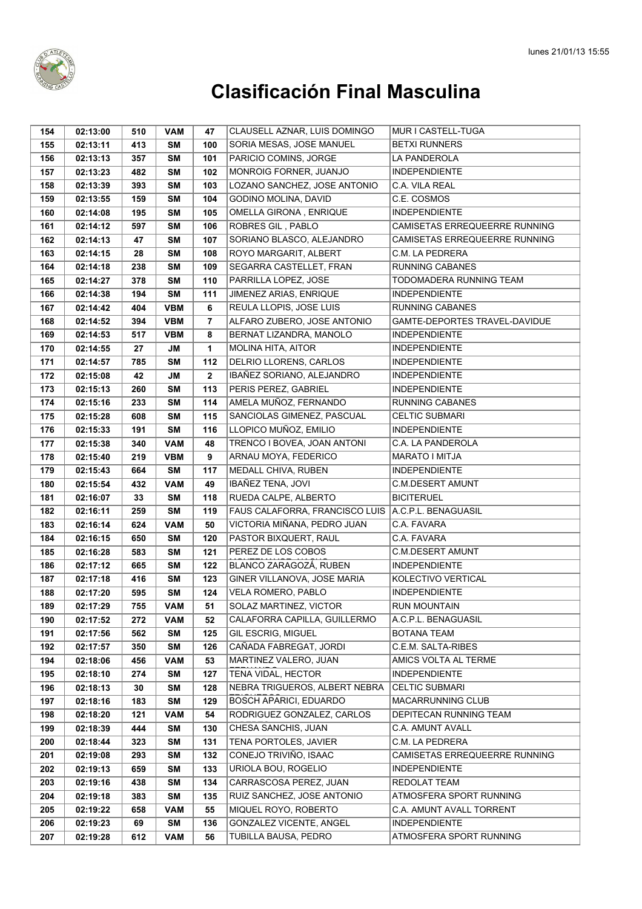# Clasificación Final Masculina

| | | | | | | |
|---|---|---|---|---|---|---|
| 154 | 02:13:00 | 510 | VAM | 47 | CLAUSELL AZNAR, LUIS DOMINGO | MUR I CASTELL-TUGA |
| 155 | 02:13:11 | 413 | SM | 100 | SORIA MESAS, JOSE MANUEL | BETXI RUNNERS |
| 156 | 02:13:13 | 357 | SM | 101 | PARICIO COMINS, JORGE | LA PANDEROLA |
| 157 | 02:13:23 | 482 | SM | 102 | MONROIG FORNER, JUANJO | INDEPENDIENTE |
| 158 | 02:13:39 | 393 | SM | 103 | LOZANO SANCHEZ, JOSE ANTONIO | C.A. VILA REAL |
| 159 | 02:13:55 | 159 | SM | 104 | GODINO MOLINA, DAVID | C.E. COSMOS |
| 160 | 02:14:08 | 195 | SM | 105 | OMELLA GIRONA , ENRIQUE | INDEPENDIENTE |
| 161 | 02:14:12 | 597 | SM | 106 | ROBRES GIL , PABLO | CAMISETAS ERREQUEERRE RUNNING |
| 162 | 02:14:13 | 47 | SM | 107 | SORIANO BLASCO, ALEJANDRO | CAMISETAS ERREQUEERRE RUNNING |
| 163 | 02:14:15 | 28 | SM | 108 | ROYO MARGARIT, ALBERT | C.M. LA PEDRERA |
| 164 | 02:14:18 | 238 | SM | 109 | SEGARRA CASTELLET, FRAN | RUNNING CABANES |
| 165 | 02:14:27 | 378 | SM | 110 | PARRILLA LOPEZ, JOSE | TODOMADERA RUNNING TEAM |
| 166 | 02:14:38 | 194 | SM | 111 | JIMENEZ ARIAS, ENRIQUE | INDEPENDIENTE |
| 167 | 02:14:42 | 404 | VBM | 6 | REULA LLOPIS, JOSE LUIS | RUNNING CABANES |
| 168 | 02:14:52 | 394 | VBM | 7 | ALFARO ZUBERO, JOSE ANTONIO | GAMTE-DEPORTES TRAVEL-DAVIDUE |
| 169 | 02:14:53 | 517 | VBM | 8 | BERNAT LIZANDRA, MANOLO | INDEPENDIENTE |
| 170 | 02:14:55 | 27 | JM | 1 | MOLINA HITA, AITOR | INDEPENDIENTE |
| 171 | 02:14:57 | 785 | SM | 112 | DELRIO LLORENS, CARLOS | INDEPENDIENTE |
| 172 | 02:15:08 | 42 | JM | 2 | IBAÑEZ SORIANO, ALEJANDRO | INDEPENDIENTE |
| 173 | 02:15:13 | 260 | SM | 113 | PERIS PEREZ, GABRIEL | INDEPENDIENTE |
| 174 | 02:15:16 | 233 | SM | 114 | AMELA MUÑOZ, FERNANDO | RUNNING CABANES |
| 175 | 02:15:28 | 608 | SM | 115 | SANCIOLAS GIMENEZ, PASCUAL | CELTIC SUBMARI |
| 176 | 02:15:33 | 191 | SM | 116 | LLOPICO MUÑOZ, EMILIO | INDEPENDIENTE |
| 177 | 02:15:38 | 340 | VAM | 48 | TRENCO I BOVEA, JOAN ANTONI | C.A. LA PANDEROLA |
| 178 | 02:15:40 | 219 | VBM | 9 | ARNAU MOYA, FEDERICO | MARATO I MITJA |
| 179 | 02:15:43 | 664 | SM | 117 | MEDALL CHIVA, RUBEN | INDEPENDIENTE |
| 180 | 02:15:54 | 432 | VAM | 49 | IBAÑEZ TENA, JOVI | C.M.DESERT AMUNT |
| 181 | 02:16:07 | 33 | SM | 118 | RUEDA CALPE, ALBERTO | BICITERUEL |
| 182 | 02:16:11 | 259 | SM | 119 | FAUS CALAFORRA, FRANCISCO LUIS | A.C.P.L. BENAGUASIL |
| 183 | 02:16:14 | 624 | VAM | 50 | VICTORIA MIÑANA, PEDRO JUAN | C.A. FAVARA |
| 184 | 02:16:15 | 650 | SM | 120 | PASTOR BIXQUERT, RAUL | C.A. FAVARA |
| 185 | 02:16:28 | 583 | SM | 121 | PEREZ DE LOS COBOS | C.M.DESERT AMUNT |
| 186 | 02:17:12 | 665 | SM | 122 | BLANCO ZARAGOZÁ, RUBEN | INDEPENDIENTE |
| 187 | 02:17:18 | 416 | SM | 123 | GINER VILLANOVA, JOSE MARIA | KOLECTIVO VERTICAL |
| 188 | 02:17:20 | 595 | SM | 124 | VELA ROMERO, PABLO | INDEPENDIENTE |
| 189 | 02:17:29 | 755 | VAM | 51 | SOLAZ MARTINEZ, VICTOR | RUN MOUNTAIN |
| 190 | 02:17:52 | 272 | VAM | 52 | CALAFORRA CAPILLA, GUILLERMO | A.C.P.L. BENAGUASIL |
| 191 | 02:17:56 | 562 | SM | 125 | GIL ESCRIG, MIGUEL | BOTANA TEAM |
| 192 | 02:17:57 | 350 | SM | 126 | CAÑADA FABREGAT, JORDI | C.E.M. SALTA-RIBES |
| 194 | 02:18:06 | 456 | VAM | 53 | MARTINEZ VALERO, JUAN | AMICS VOLTA AL TERME |
| 195 | 02:18:10 | 274 | SM | 127 | TENA VIDAL, HECTOR | INDEPENDIENTE |
| 196 | 02:18:13 | 30 | SM | 128 | NEBRA TRIGUEROS, ALBERT NEBRA | CELTIC SUBMARI |
| 197 | 02:18:16 | 183 | SM | 129 | BOSCH APARICI, EDUARDO | MACARRUNNING CLUB |
| 198 | 02:18:20 | 121 | VAM | 54 | RODRIGUEZ GONZALEZ, CARLOS | DEPITECAN RUNNING TEAM |
| 199 | 02:18:39 | 444 | SM | 130 | CHESA SANCHIS, JUAN | C.A. AMUNT AVALL |
| 200 | 02:18:44 | 323 | SM | 131 | TENA PORTOLES, JAVIER | C.M. LA PEDRERA |
| 201 | 02:19:08 | 293 | SM | 132 | CONEJO TRIVIÑO, ISAAC | CAMISETAS ERREQUEERRE RUNNING |
| 202 | 02:19:13 | 659 | SM | 133 | URIOLA BOU, ROGELIO | INDEPENDIENTE |
| 203 | 02:19:16 | 438 | SM | 134 | CARRASCOSA PEREZ, JUAN | REDOLAT TEAM |
| 204 | 02:19:18 | 383 | SM | 135 | RUIZ SANCHEZ, JOSE ANTONIO | ATMOSFERA SPORT RUNNING |
| 205 | 02:19:22 | 658 | VAM | 55 | MIQUEL ROYO, ROBERTO | C.A. AMUNT AVALL TORRENT |
| 206 | 02:19:23 | 69 | SM | 136 | GONZALEZ VICENTE, ANGEL | INDEPENDIENTE |
| 207 | 02:19:28 | 612 | VAM | 56 | TUBILLA BAUSA, PEDRO | ATMOSFERA SPORT RUNNING |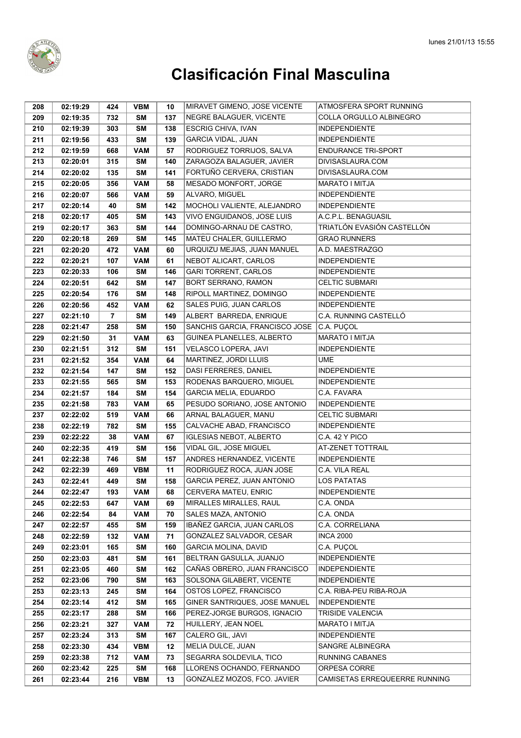# Clasificación Final Masculina

| 208 | 02:19:29 | 424 | VBM | 10 | MIRAVET GIMENO, JOSE VICENTE | ATMOSFERA SPORT RUNNING |
|---|---|---|---|---|---|---|
| 209 | 02:19:35 | 732 | SM | 137 | NEGRE BALAGUER, VICENTE | COLLA ORGULLO ALBINEGRO |
| 210 | 02:19:39 | 303 | SM | 138 | ESCRIG CHIVA, IVAN | INDEPENDIENTE |
| 211 | 02:19:56 | 433 | SM | 139 | GARCIA VIDAL, JUAN | INDEPENDIENTE |
| 212 | 02:19:59 | 668 | VAM | 57 | RODRIGUEZ TORRIJOS, SALVA | ENDURANCE TRI-SPORT |
| 213 | 02:20:01 | 315 | SM | 140 | ZARAGOZA BALAGUER, JAVIER | DIVISASLAURA.COM |
| 214 | 02:20:02 | 135 | SM | 141 | FORTUÑO CERVERA, CRISTIAN | DIVISASLAURA.COM |
| 215 | 02:20:05 | 356 | VAM | 58 | MESADO MONFORT, JORGE | MARATO I MITJA |
| 216 | 02:20:07 | 566 | VAM | 59 | ALVARO, MIGUEL | INDEPENDIENTE |
| 217 | 02:20:14 | 40 | SM | 142 | MOCHOLI VALIENTE, ALEJANDRO | INDEPENDIENTE |
| 218 | 02:20:17 | 405 | SM | 143 | VIVO ENGUIDANOS, JOSE LUIS | A.C.P.L. BENAGUASIL |
| 219 | 02:20:17 | 363 | SM | 144 | DOMINGO-ARNAU DE CASTRO, | TRIATLÓN EVASIÓN CASTELLÓN |
| 220 | 02:20:18 | 269 | SM | 145 | MATEU CHALER, GUILLERMO | GRAO RUNNERS |
| 221 | 02:20:20 | 472 | VAM | 60 | URQUIZU MEJIAS, JUAN MANUEL | A.D. MAESTRAZGO |
| 222 | 02:20:21 | 107 | VAM | 61 | NEBOT ALICART, CARLOS | INDEPENDIENTE |
| 223 | 02:20:33 | 106 | SM | 146 | GARI TORRENT, CARLOS | INDEPENDIENTE |
| 224 | 02:20:51 | 642 | SM | 147 | BORT SERRANO, RAMON | CELTIC SUBMARI |
| 225 | 02:20:54 | 176 | SM | 148 | RIPOLL MARTINEZ, DOMINGO | INDEPENDIENTE |
| 226 | 02:20:56 | 452 | VAM | 62 | SALES PUIG, JUAN CARLOS | INDEPENDIENTE |
| 227 | 02:21:10 | 7 | SM | 149 | ALBERT BARREDA, ENRIQUE | C.A. RUNNING CASTELLÓ |
| 228 | 02:21:47 | 258 | SM | 150 | SANCHIS GARCIA, FRANCISCO JOSE | C.A. PUÇOL |
| 229 | 02:21:50 | 31 | VAM | 63 | GUINEA PLANELLES, ALBERTO | MARATO I MITJA |
| 230 | 02:21:51 | 312 | SM | 151 | VELASCO LOPERA, JAVI | INDEPENDIENTE |
| 231 | 02:21:52 | 354 | VAM | 64 | MARTINEZ, JORDI LLUIS | UME |
| 232 | 02:21:54 | 147 | SM | 152 | DASI FERRERES, DANIEL | INDEPENDIENTE |
| 233 | 02:21:55 | 565 | SM | 153 | RODENAS BARQUERO, MIGUEL | INDEPENDIENTE |
| 234 | 02:21:57 | 184 | SM | 154 | GARCIA MELIA, EDUARDO | C.A. FAVARA |
| 235 | 02:21:58 | 783 | VAM | 65 | PESUDO SORIANO, JOSE ANTONIO | INDEPENDIENTE |
| 237 | 02:22:02 | 519 | VAM | 66 | ARNAL BALAGUER, MANU | CELTIC SUBMARI |
| 238 | 02:22:19 | 782 | SM | 155 | CALVACHE ABAD, FRANCISCO | INDEPENDIENTE |
| 239 | 02:22:22 | 38 | VAM | 67 | IGLESIAS NEBOT, ALBERTO | C.A. 42 Y PICO |
| 240 | 02:22:35 | 419 | SM | 156 | VIDAL GIL, JOSE MIGUEL | AT-ZENET TOTTRAIL |
| 241 | 02:22:38 | 746 | SM | 157 | ANDRES HERNANDEZ, VICENTE | INDEPENDIENTE |
| 242 | 02:22:39 | 469 | VBM | 11 | RODRIGUEZ ROCA, JUAN JOSE | C.A. VILA REAL |
| 243 | 02:22:41 | 449 | SM | 158 | GARCIA PEREZ, JUAN ANTONIO | LOS PATATAS |
| 244 | 02:22:47 | 193 | VAM | 68 | CERVERA MATEU, ENRIC | INDEPENDIENTE |
| 245 | 02:22:53 | 647 | VAM | 69 | MIRALLES MIRALLES, RAUL | C.A. ONDA |
| 246 | 02:22:54 | 84 | VAM | 70 | SALES MAZA, ANTONIO | C.A. ONDA |
| 247 | 02:22:57 | 455 | SM | 159 | IBAÑEZ GARCIA, JUAN CARLOS | C.A. CORRELIANA |
| 248 | 02:22:59 | 132 | VAM | 71 | GONZALEZ SALVADOR, CESAR | INCA 2000 |
| 249 | 02:23:01 | 165 | SM | 160 | GARCIA MOLINA, DAVID | C.A. PUÇOL |
| 250 | 02:23:03 | 481 | SM | 161 | BELTRAN GASULLA, JUANJO | INDEPENDIENTE |
| 251 | 02:23:05 | 460 | SM | 162 | CAÑAS OBRERO, JUAN FRANCISCO | INDEPENDIENTE |
| 252 | 02:23:06 | 790 | SM | 163 | SOLSONA GILABERT, VICENTE | INDEPENDIENTE |
| 253 | 02:23:13 | 245 | SM | 164 | OSTOS LOPEZ, FRANCISCO | C.A. RIBA-PEU RIBA-ROJA |
| 254 | 02:23:14 | 412 | SM | 165 | GINER SANTRIQUES, JOSE MANUEL | INDEPENDIENTE |
| 255 | 02:23:17 | 288 | SM | 166 | PEREZ-JORGE BURGOS, IGNACIO | TRISIDE VALENCIA |
| 256 | 02:23:21 | 327 | VAM | 72 | HUILLERY, JEAN NOEL | MARATO I MITJA |
| 257 | 02:23:24 | 313 | SM | 167 | CALERO GIL, JAVI | INDEPENDIENTE |
| 258 | 02:23:30 | 434 | VBM | 12 | MELIA DULCE, JUAN | SANGRE ALBINEGRA |
| 259 | 02:23:38 | 712 | VAM | 73 | SEGARRA SOLDEVILA, TICO | RUNNING CABANES |
| 260 | 02:23:42 | 225 | SM | 168 | LLORENS OCHANDO, FERNANDO | ORPESA CORRE |
| 261 | 02:23:44 | 216 | VBM | 13 | GONZALEZ MOZOS, FCO. JAVIER | CAMISETAS ERREQUEERRE RUNNING |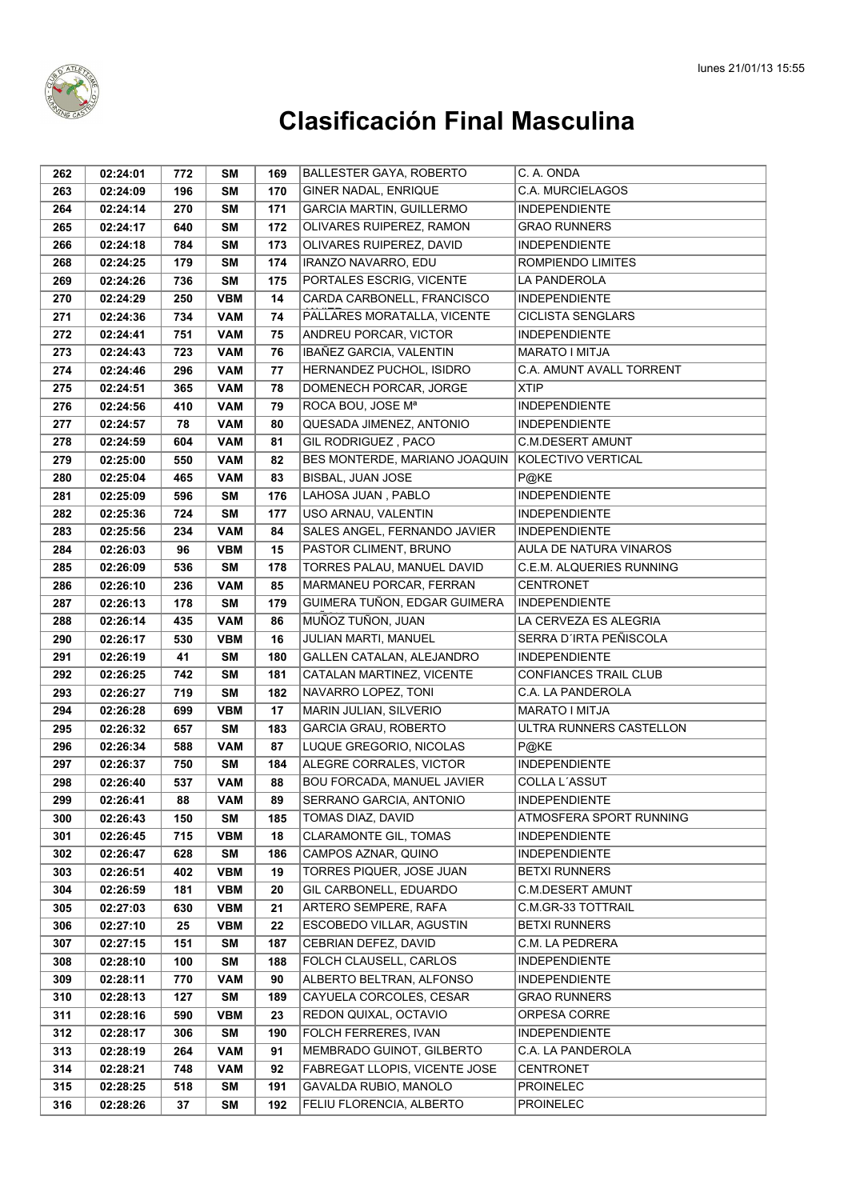# Clasificación Final Masculina

| | | | | | | |
|---|---|---|---|---|---|---|
| 262 | 02:24:01 | 772 | SM | 169 | BALLESTER GAYA, ROBERTO | C. A. ONDA |
| 263 | 02:24:09 | 196 | SM | 170 | GINER NADAL, ENRIQUE | C.A. MURCIELAGOS |
| 264 | 02:24:14 | 270 | SM | 171 | GARCIA MARTIN, GUILLERMO | INDEPENDIENTE |
| 265 | 02:24:17 | 640 | SM | 172 | OLIVARES RUIPEREZ, RAMON | GRAO RUNNERS |
| 266 | 02:24:18 | 784 | SM | 173 | OLIVARES RUIPEREZ, DAVID | INDEPENDIENTE |
| 268 | 02:24:25 | 179 | SM | 174 | IRANZO NAVARRO, EDU | ROMPIENDO LIMITES |
| 269 | 02:24:26 | 736 | SM | 175 | PORTALES ESCRIG, VICENTE | LA PANDEROLA |
| 270 | 02:24:29 | 250 | VBM | 14 | CARDA CARBONELL, FRANCISCO | INDEPENDIENTE |
| 271 | 02:24:36 | 734 | VAM | 74 | PALLARES MORATALLA, VICENTE | CICLISTA SENGLARS |
| 272 | 02:24:41 | 751 | VAM | 75 | ANDREU PORCAR, VICTOR | INDEPENDIENTE |
| 273 | 02:24:43 | 723 | VAM | 76 | IBAÑEZ GARCIA, VALENTIN | MARATO I MITJA |
| 274 | 02:24:46 | 296 | VAM | 77 | HERNANDEZ PUCHOL, ISIDRO | C.A. AMUNT AVALL TORRENT |
| 275 | 02:24:51 | 365 | VAM | 78 | DOMENECH PORCAR, JORGE | XTIP |
| 276 | 02:24:56 | 410 | VAM | 79 | ROCA BOU, JOSE Mª | INDEPENDIENTE |
| 277 | 02:24:57 | 78 | VAM | 80 | QUESADA JIMENEZ, ANTONIO | INDEPENDIENTE |
| 278 | 02:24:59 | 604 | VAM | 81 | GIL RODRIGUEZ , PACO | C.M.DESERT AMUNT |
| 279 | 02:25:00 | 550 | VAM | 82 | BES MONTERDE, MARIANO JOAQUIN | KOLECTIVO VERTICAL |
| 280 | 02:25:04 | 465 | VAM | 83 | BISBAL, JUAN JOSE | P@KE |
| 281 | 02:25:09 | 596 | SM | 176 | LAHOSA JUAN , PABLO | INDEPENDIENTE |
| 282 | 02:25:36 | 724 | SM | 177 | USO ARNAU, VALENTIN | INDEPENDIENTE |
| 283 | 02:25:56 | 234 | VAM | 84 | SALES ANGEL, FERNANDO JAVIER | INDEPENDIENTE |
| 284 | 02:26:03 | 96 | VBM | 15 | PASTOR CLIMENT, BRUNO | AULA DE NATURA VINAROS |
| 285 | 02:26:09 | 536 | SM | 178 | TORRES PALAU, MANUEL DAVID | C.E.M. ALQUERIES RUNNING |
| 286 | 02:26:10 | 236 | VAM | 85 | MARMANEU PORCAR, FERRAN | CENTRONET |
| 287 | 02:26:13 | 178 | SM | 179 | GUIMERA TUÑON, EDGAR GUIMERA | INDEPENDIENTE |
| 288 | 02:26:14 | 435 | VAM | 86 | MUÑOZ TUÑON, JUAN | LA CERVEZA ES ALEGRIA |
| 290 | 02:26:17 | 530 | VBM | 16 | JULIAN MARTI, MANUEL | SERRA D´IRTA PEÑISCOLA |
| 291 | 02:26:19 | 41 | SM | 180 | GALLEN CATALAN, ALEJANDRO | INDEPENDIENTE |
| 292 | 02:26:25 | 742 | SM | 181 | CATALAN MARTINEZ, VICENTE | CONFIANCES TRAIL CLUB |
| 293 | 02:26:27 | 719 | SM | 182 | NAVARRO LOPEZ, TONI | C.A. LA PANDEROLA |
| 294 | 02:26:28 | 699 | VBM | 17 | MARIN JULIAN, SILVERIO | MARATO I MITJA |
| 295 | 02:26:32 | 657 | SM | 183 | GARCIA GRAU, ROBERTO | ULTRA RUNNERS CASTELLON |
| 296 | 02:26:34 | 588 | VAM | 87 | LUQUE GREGORIO, NICOLAS | P@KE |
| 297 | 02:26:37 | 750 | SM | 184 | ALEGRE CORRALES, VICTOR | INDEPENDIENTE |
| 298 | 02:26:40 | 537 | VAM | 88 | BOU FORCADA, MANUEL JAVIER | COLLA L´ASSUT |
| 299 | 02:26:41 | 88 | VAM | 89 | SERRANO GARCIA, ANTONIO | INDEPENDIENTE |
| 300 | 02:26:43 | 150 | SM | 185 | TOMAS DIAZ, DAVID | ATMOSFERA SPORT RUNNING |
| 301 | 02:26:45 | 715 | VBM | 18 | CLARAMONTE GIL, TOMAS | INDEPENDIENTE |
| 302 | 02:26:47 | 628 | SM | 186 | CAMPOS AZNAR, QUINO | INDEPENDIENTE |
| 303 | 02:26:51 | 402 | VBM | 19 | TORRES PIQUER, JOSE JUAN | BETXI RUNNERS |
| 304 | 02:26:59 | 181 | VBM | 20 | GIL CARBONELL, EDUARDO | C.M.DESERT AMUNT |
| 305 | 02:27:03 | 630 | VBM | 21 | ARTERO SEMPERE, RAFA | C.M.GR-33 TOTTRAIL |
| 306 | 02:27:10 | 25 | VBM | 22 | ESCOBEDO VILLAR, AGUSTIN | BETXI RUNNERS |
| 307 | 02:27:15 | 151 | SM | 187 | CEBRIAN DEFEZ, DAVID | C.M. LA PEDRERA |
| 308 | 02:28:10 | 100 | SM | 188 | FOLCH CLAUSELL, CARLOS | INDEPENDIENTE |
| 309 | 02:28:11 | 770 | VAM | 90 | ALBERTO BELTRAN, ALFONSO | INDEPENDIENTE |
| 310 | 02:28:13 | 127 | SM | 189 | CAYUELA CORCOLES, CESAR | GRAO RUNNERS |
| 311 | 02:28:16 | 590 | VBM | 23 | REDON QUIXAL, OCTAVIO | ORPESA CORRE |
| 312 | 02:28:17 | 306 | SM | 190 | FOLCH FERRERES, IVAN | INDEPENDIENTE |
| 313 | 02:28:19 | 264 | VAM | 91 | MEMBRADO GUINOT, GILBERTO | C.A. LA PANDEROLA |
| 314 | 02:28:21 | 748 | VAM | 92 | FABREGAT LLOPIS, VICENTE JOSE | CENTRONET |
| 315 | 02:28:25 | 518 | SM | 191 | GAVALDA RUBIO, MANOLO | PROINELEC |
| 316 | 02:28:26 | 37 | SM | 192 | FELIU FLORENCIA, ALBERTO | PROINELEC |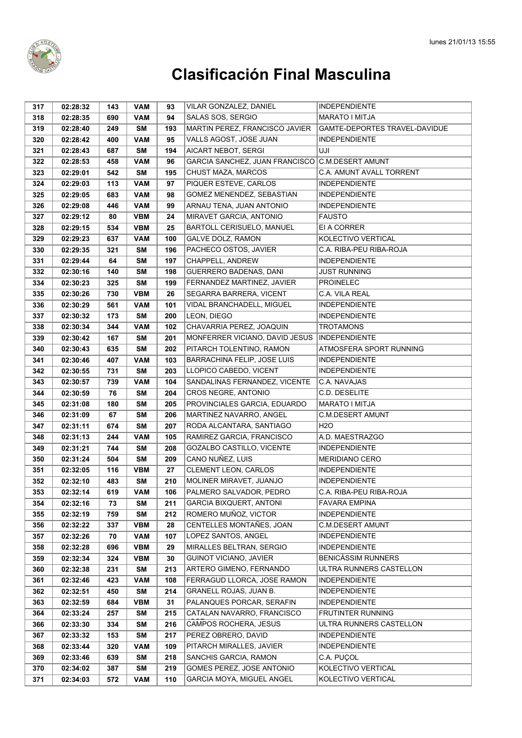# Clasificación Final Masculina

| | | | | | | |
|---|---|---|---|---|---|---|
| 317 | 02:28:32 | 143 | VAM | 93 | VILAR GONZALEZ, DANIEL | INDEPENDIENTE |
| 318 | 02:28:35 | 690 | VAM | 94 | SALAS SOS, SERGIO | MARATO I MITJA |
| 319 | 02:28:40 | 249 | SM | 193 | MARTIN PEREZ, FRANCISCO JAVIER | GAMTE-DEPORTES TRAVEL-DAVIDUE |
| 320 | 02:28:42 | 400 | VAM | 95 | VALLS AGOST, JOSE JUAN | INDEPENDIENTE |
| 321 | 02:28:43 | 687 | SM | 194 | AICART NEBOT, SERGI | UJI |
| 322 | 02:28:53 | 458 | VAM | 96 | GARCIA SANCHEZ, JUAN FRANCISCO | C.M.DESERT AMUNT |
| 323 | 02:29:01 | 542 | SM | 195 | CHUST MAZA, MARCOS | C.A. AMUNT AVALL TORRENT |
| 324 | 02:29:03 | 113 | VAM | 97 | PIQUER ESTEVE, CARLOS | INDEPENDIENTE |
| 325 | 02:29:05 | 683 | VAM | 98 | GOMEZ MENENDEZ, SEBASTIAN | INDEPENDIENTE |
| 326 | 02:29:08 | 446 | VAM | 99 | ARNAU TENA, JUAN ANTONIO | INDEPENDIENTE |
| 327 | 02:29:12 | 80 | VBM | 24 | MIRAVET GARCIA, ANTONIO | FAUSTO |
| 328 | 02:29:15 | 534 | VBM | 25 | BARTOLL CERISUELO, MANUEL | EI A CORRER |
| 329 | 02:29:23 | 637 | VAM | 100 | GALVE DOLZ, RAMON | KOLECTIVO VERTICAL |
| 330 | 02:29:35 | 321 | SM | 196 | PACHECO OSTOS, JAVIER | C.A. RIBA-PEU RIBA-ROJA |
| 331 | 02:29:44 | 64 | SM | 197 | CHAPPELL, ANDREW | INDEPENDIENTE |
| 332 | 02:30:16 | 140 | SM | 198 | GUERRERO BADENAS, DANI | JUST RUNNING |
| 334 | 02:30:23 | 325 | SM | 199 | FERNANDEZ MARTINEZ, JAVIER | PROINELEC |
| 335 | 02:30:26 | 730 | VBM | 26 | SEGARRA BARRERA, VICENT | C.A. VILA REAL |
| 336 | 02:30:29 | 561 | VAM | 101 | VIDAL BRANCHADELL, MIGUEL | INDEPENDIENTE |
| 337 | 02:30:32 | 173 | SM | 200 | LEON, DIEGO | INDEPENDIENTE |
| 338 | 02:30:34 | 344 | VAM | 102 | CHAVARRIA PEREZ, JOAQUIN | TROTAMONS |
| 339 | 02:30:42 | 167 | SM | 201 | MONFERRER VICIANO, DAVID JESUS | INDEPENDIENTE |
| 340 | 02:30:43 | 635 | SM | 202 | PITARCH TOLENTINO, RAMON | ATMOSFERA SPORT RUNNING |
| 341 | 02:30:46 | 407 | VAM | 103 | BARRACHINA FELIP, JOSE LUIS | INDEPENDIENTE |
| 342 | 02:30:55 | 731 | SM | 203 | LLOPICO CABEDO, VICENT | INDEPENDIENTE |
| 343 | 02:30:57 | 739 | VAM | 104 | SANDALINAS FERNANDEZ, VICENTE | C.A. NAVAJAS |
| 344 | 02:30:59 | 76 | SM | 204 | CROS NEGRE, ANTONIO | C.D. DESELITE |
| 345 | 02:31:08 | 180 | SM | 205 | PROVINCIALES GARCIA, EDUARDO | MARATO I MITJA |
| 346 | 02:31:09 | 67 | SM | 206 | MARTINEZ NAVARRO, ANGEL | C.M.DESERT AMUNT |
| 347 | 02:31:11 | 674 | SM | 207 | RODA ALCANTARA, SANTIAGO | H2O |
| 348 | 02:31:13 | 244 | VAM | 105 | RAMIREZ GARCIA, FRANCISCO | A.D. MAESTRAZGO |
| 349 | 02:31:21 | 744 | SM | 208 | GOZALBO CASTILLO, VICENTE | INDEPENDIENTE |
| 350 | 02:31:24 | 504 | SM | 209 | CANO NUÑEZ, LUIS | MERIDIANO CERO |
| 351 | 02:32:05 | 116 | VBM | 27 | CLEMENT LEON, CARLOS | INDEPENDIENTE |
| 352 | 02:32:10 | 483 | SM | 210 | MOLINER MIRAVET, JUANJO | INDEPENDIENTE |
| 353 | 02:32:14 | 619 | VAM | 106 | PALMERO SALVADOR, PEDRO | C.A. RIBA-PEU RIBA-ROJA |
| 354 | 02:32:16 | 73 | SM | 211 | GARCIA BIXQUERT, ANTONI | FAVARA EMPINA |
| 355 | 02:32:19 | 759 | SM | 212 | ROMERO MUÑOZ, VICTOR | INDEPENDIENTE |
| 356 | 02:32:22 | 337 | VBM | 28 | CENTELLES MONTAÑES, JOAN | C.M.DESERT AMUNT |
| 357 | 02:32:26 | 70 | VAM | 107 | LOPEZ SANTOS, ANGEL | INDEPENDIENTE |
| 358 | 02:32:28 | 696 | VBM | 29 | MIRALLES BELTRAN, SERGIO | INDEPENDIENTE |
| 359 | 02:32:34 | 324 | VBM | 30 | GUINOT VICIANO, JAVIER | BENICÀSSIM RUNNERS |
| 360 | 02:32:38 | 231 | SM | 213 | ARTERO GIMENO, FERNANDO | ULTRA RUNNERS CASTELLON |
| 361 | 02:32:46 | 423 | VAM | 108 | FERRAGUD LLORCA, JOSE RAMON | INDEPENDIENTE |
| 362 | 02:32:51 | 450 | SM | 214 | GRANELL ROJAS, JUAN B. | INDEPENDIENTE |
| 363 | 02:32:59 | 684 | VBM | 31 | PALANQUES PORCAR, SERAFIN | INDEPENDIENTE |
| 364 | 02:33:24 | 257 | SM | 215 | CATALAN NAVARRO, FRANCISCO JOSE | FRUTINTER RUNNING |
| 366 | 02:33:30 | 334 | SM | 216 | CAMPOS ROCHERA, JESUS | ULTRA RUNNERS CASTELLON |
| 367 | 02:33:32 | 153 | SM | 217 | PEREZ OBRERO, DAVID | INDEPENDIENTE |
| 368 | 02:33:44 | 320 | VAM | 109 | PITARCH MIRALLES, JAVIER | INDEPENDIENTE |
| 369 | 02:33:46 | 639 | SM | 218 | SANCHIS GARCIA, RAMON | C.A. PUÇOL |
| 370 | 02:34:02 | 387 | SM | 219 | GOMES PEREZ, JOSE ANTONIO | KOLECTIVO VERTICAL |
| 371 | 02:34:03 | 572 | VAM | 110 | GARCIA MOYA, MIGUEL ANGEL | KOLECTIVO VERTICAL |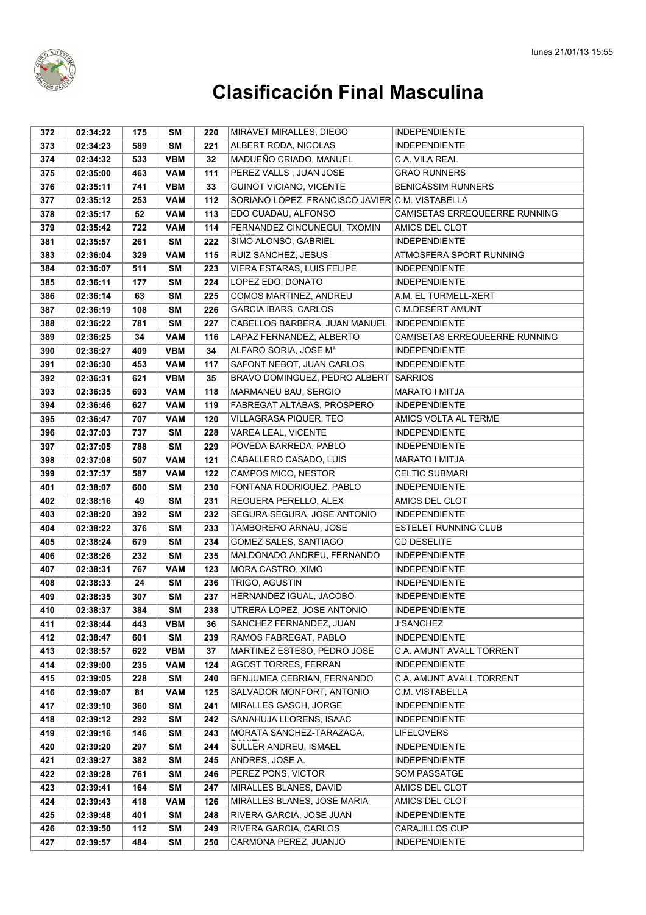# Clasificación Final Masculina

| | | | | | | |
|---|---|---|---|---|---|---|
| 372 | 02:34:22 | 175 | SM | 220 | MIRAVET MIRALLES, DIEGO | INDEPENDIENTE |
| 373 | 02:34:23 | 589 | SM | 221 | ALBERT RODA, NICOLAS | INDEPENDIENTE |
| 374 | 02:34:32 | 533 | VBM | 32 | MADUEÑO CRIADO, MANUEL | C.A. VILA REAL |
| 375 | 02:35:00 | 463 | VAM | 111 | PEREZ VALLS , JUAN JOSE | GRAO RUNNERS |
| 376 | 02:35:11 | 741 | VBM | 33 | GUINOT VICIANO, VICENTE | BENICÀSSIM RUNNERS |
| 377 | 02:35:12 | 253 | VAM | 112 | SORIANO LOPEZ, FRANCISCO JAVIER | C.M. VISTABELLA |
| 378 | 02:35:17 | 52 | VAM | 113 | EDO CUADAU, ALFONSO | CAMISETAS ERREQUEERRE RUNNING |
| 379 | 02:35:42 | 722 | VAM | 114 | FERNANDEZ CINCUNEGUI, TXOMIN | AMICS DEL CLOT |
| 381 | 02:35:57 | 261 | SM | 222 | SIMO ALONSO, GABRIEL | INDEPENDIENTE |
| 383 | 02:36:04 | 329 | VAM | 115 | RUIZ SANCHEZ, JESUS | ATMOSFERA SPORT RUNNING |
| 384 | 02:36:07 | 511 | SM | 223 | VIERA ESTARAS, LUIS FELIPE | INDEPENDIENTE |
| 385 | 02:36:11 | 177 | SM | 224 | LOPEZ EDO, DONATO | INDEPENDIENTE |
| 386 | 02:36:14 | 63 | SM | 225 | COMOS MARTINEZ, ANDREU | A.M. EL TURMELL-XERT |
| 387 | 02:36:19 | 108 | SM | 226 | GARCIA IBARS, CARLOS | C.M.DESERT AMUNT |
| 388 | 02:36:22 | 781 | SM | 227 | CABELLOS BARBERA, JUAN MANUEL | INDEPENDIENTE |
| 389 | 02:36:25 | 34 | VAM | 116 | LAPAZ FERNANDEZ, ALBERTO | CAMISETAS ERREQUEERRE RUNNING |
| 390 | 02:36:27 | 409 | VBM | 34 | ALFARO SORIA, JOSE Mª | INDEPENDIENTE |
| 391 | 02:36:30 | 453 | VAM | 117 | SAFONT NEBOT, JUAN CARLOS | INDEPENDIENTE |
| 392 | 02:36:31 | 621 | VBM | 35 | BRAVO DOMINGUEZ, PEDRO ALBERT | SARRIOS |
| 393 | 02:36:35 | 693 | VAM | 118 | MARMANEU BAU, SERGIO | MARATO I MITJA |
| 394 | 02:36:46 | 627 | VAM | 119 | FABREGAT ALTABAS, PROSPERO | INDEPENDIENTE |
| 395 | 02:36:47 | 707 | VAM | 120 | VILLAGRASA PIQUER, TEO | AMICS VOLTA AL TERME |
| 396 | 02:37:03 | 737 | SM | 228 | VAREA LEAL, VICENTE | INDEPENDIENTE |
| 397 | 02:37:05 | 788 | SM | 229 | POVEDA BARREDA, PABLO | INDEPENDIENTE |
| 398 | 02:37:08 | 507 | VAM | 121 | CABALLERO CASADO, LUIS | MARATO I MITJA |
| 399 | 02:37:37 | 587 | VAM | 122 | CAMPOS MICO, NESTOR | CELTIC SUBMARI |
| 401 | 02:38:07 | 600 | SM | 230 | FONTANA RODRIGUEZ, PABLO | INDEPENDIENTE |
| 402 | 02:38:16 | 49 | SM | 231 | REGUERA PERELLO, ALEX | AMICS DEL CLOT |
| 403 | 02:38:20 | 392 | SM | 232 | SEGURA SEGURA, JOSE ANTONIO | INDEPENDIENTE |
| 404 | 02:38:22 | 376 | SM | 233 | TAMBORERO ARNAU, JOSE | ESTELET RUNNING CLUB |
| 405 | 02:38:24 | 679 | SM | 234 | GOMEZ SALES, SANTIAGO | CD DESELITE |
| 406 | 02:38:26 | 232 | SM | 235 | MALDONADO ANDREU, FERNANDO | INDEPENDIENTE |
| 407 | 02:38:31 | 767 | VAM | 123 | MORA CASTRO, XIMO | INDEPENDIENTE |
| 408 | 02:38:33 | 24 | SM | 236 | TRIGO, AGUSTIN | INDEPENDIENTE |
| 409 | 02:38:35 | 307 | SM | 237 | HERNANDEZ IGUAL, JACOBO | INDEPENDIENTE |
| 410 | 02:38:37 | 384 | SM | 238 | UTRERA LOPEZ, JOSE ANTONIO | INDEPENDIENTE |
| 411 | 02:38:44 | 443 | VBM | 36 | SANCHEZ FERNANDEZ, JUAN | J:SANCHEZ |
| 412 | 02:38:47 | 601 | SM | 239 | RAMOS FABREGAT, PABLO | INDEPENDIENTE |
| 413 | 02:38:57 | 622 | VBM | 37 | MARTINEZ ESTESO, PEDRO JOSE | C.A. AMUNT AVALL TORRENT |
| 414 | 02:39:00 | 235 | VAM | 124 | AGOST TORRES, FERRAN | INDEPENDIENTE |
| 415 | 02:39:05 | 228 | SM | 240 | BENJUMEA CEBRIAN, FERNANDO | C.A. AMUNT AVALL TORRENT |
| 416 | 02:39:07 | 81 | VAM | 125 | SALVADOR MONFORT, ANTONIO | C.M. VISTABELLA |
| 417 | 02:39:10 | 360 | SM | 241 | MIRALLES GASCH, JORGE | INDEPENDIENTE |
| 418 | 02:39:12 | 292 | SM | 242 | SANAHUJA LLORENS, ISAAC | INDEPENDIENTE |
| 419 | 02:39:16 | 146 | SM | 243 | MORATA SANCHEZ-TARAZAGA, | LIFELOVERS |
| 420 | 02:39:20 | 297 | SM | 244 | SULLER ANDREU, ISMAEL | INDEPENDIENTE |
| 421 | 02:39:27 | 382 | SM | 245 | ANDRES, JOSE A. | INDEPENDIENTE |
| 422 | 02:39:28 | 761 | SM | 246 | PEREZ PONS, VICTOR | SOM PASSATGE |
| 423 | 02:39:41 | 164 | SM | 247 | MIRALLES BLANES, DAVID | AMICS DEL CLOT |
| 424 | 02:39:43 | 418 | VAM | 126 | MIRALLES BLANES, JOSE MARIA | AMICS DEL CLOT |
| 425 | 02:39:48 | 401 | SM | 248 | RIVERA GARCIA, JOSE JUAN | INDEPENDIENTE |
| 426 | 02:39:50 | 112 | SM | 249 | RIVERA GARCIA, CARLOS | CARAJILLOS CUP |
| 427 | 02:39:57 | 484 | SM | 250 | CARMONA PEREZ, JUANJO | INDEPENDIENTE |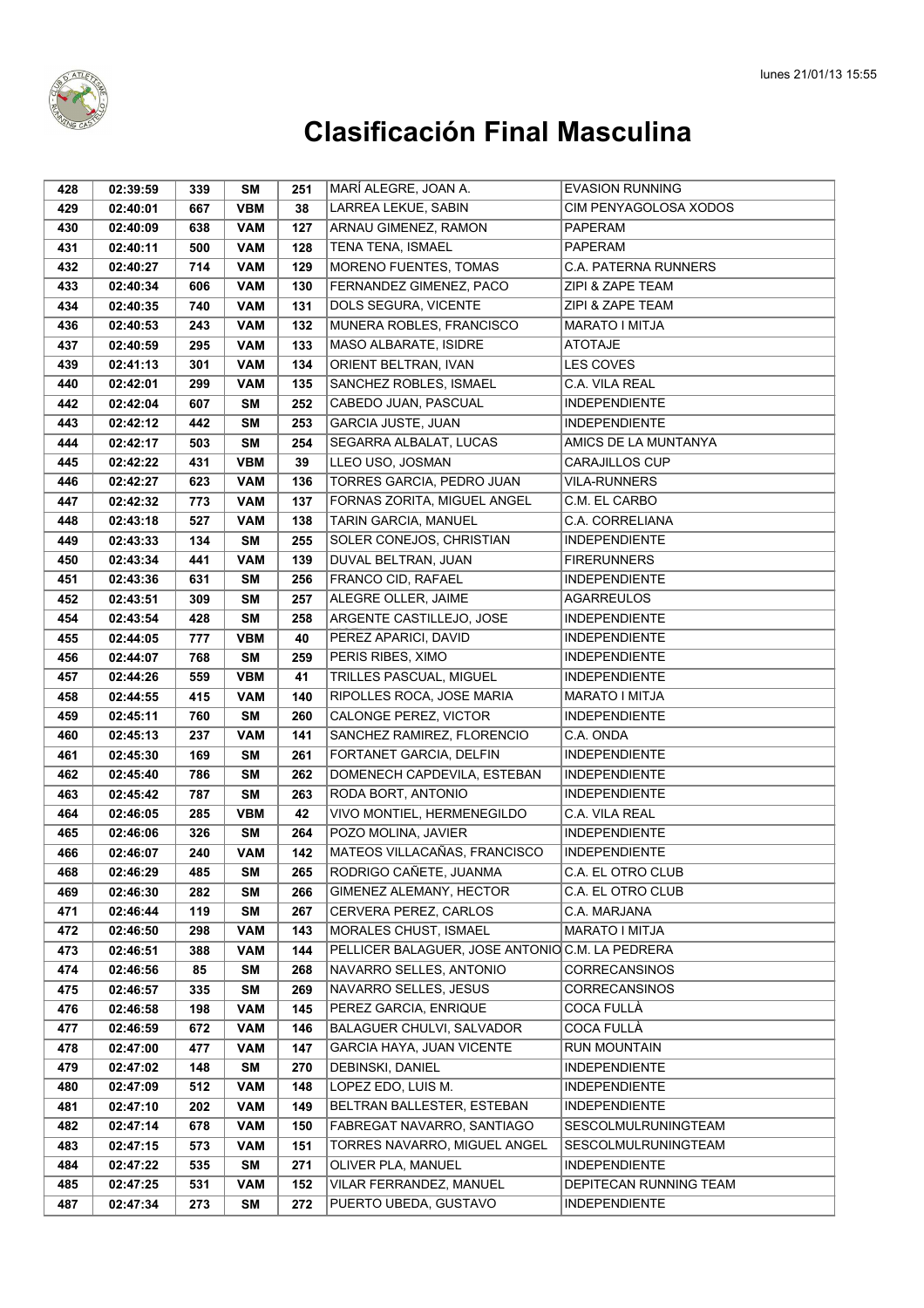# Clasificación Final Masculina

| | | | | | | |
|---|---|---|---|---|---|---|
| 428 | 02:39:59 | 339 | SM | 251 | MARÍ ALEGRE, JOAN A. | EVASION RUNNING |
| 429 | 02:40:01 | 667 | VBM | 38 | LARREA LEKUE, SABIN | CIM PENYAGOLOSA XODOS |
| 430 | 02:40:09 | 638 | VAM | 127 | ARNAU GIMENEZ, RAMON | PAPERAM |
| 431 | 02:40:11 | 500 | VAM | 128 | TENA TENA, ISMAEL | PAPERAM |
| 432 | 02:40:27 | 714 | VAM | 129 | MORENO FUENTES, TOMAS | C.A. PATERNA RUNNERS |
| 433 | 02:40:34 | 606 | VAM | 130 | FERNANDEZ GIMENEZ, PACO | ZIPI & ZAPE TEAM |
| 434 | 02:40:35 | 740 | VAM | 131 | DOLS SEGURA, VICENTE | ZIPI & ZAPE TEAM |
| 436 | 02:40:53 | 243 | VAM | 132 | MUNERA ROBLES, FRANCISCO | MARATO I MITJA |
| 437 | 02:40:59 | 295 | VAM | 133 | MASO ALBARATE, ISIDRE | ATOTAJE |
| 439 | 02:41:13 | 301 | VAM | 134 | ORIENT BELTRAN, IVAN | LES COVES |
| 440 | 02:42:01 | 299 | VAM | 135 | SANCHEZ ROBLES, ISMAEL | C.A. VILA REAL |
| 442 | 02:42:04 | 607 | SM | 252 | CABEDO JUAN, PASCUAL | INDEPENDIENTE |
| 443 | 02:42:12 | 442 | SM | 253 | GARCIA JUSTE, JUAN | INDEPENDIENTE |
| 444 | 02:42:17 | 503 | SM | 254 | SEGARRA ALBALAT, LUCAS | AMICS DE LA MUNTANYA |
| 445 | 02:42:22 | 431 | VBM | 39 | LLEO USO, JOSMAN | CARAJILLOS CUP |
| 446 | 02:42:27 | 623 | VAM | 136 | TORRES GARCIA, PEDRO JUAN | VILA-RUNNERS |
| 447 | 02:42:32 | 773 | VAM | 137 | FORNAS ZORITA, MIGUEL ANGEL | C.M. EL CARBO |
| 448 | 02:43:18 | 527 | VAM | 138 | TARIN GARCIA, MANUEL | C.A. CORRELIANA |
| 449 | 02:43:33 | 134 | SM | 255 | SOLER CONEJOS, CHRISTIAN | INDEPENDIENTE |
| 450 | 02:43:34 | 441 | VAM | 139 | DUVAL BELTRAN, JUAN | FIRERUNNERS |
| 451 | 02:43:36 | 631 | SM | 256 | FRANCO CID, RAFAEL | INDEPENDIENTE |
| 452 | 02:43:51 | 309 | SM | 257 | ALEGRE OLLER, JAIME | AGARREULOS |
| 454 | 02:43:54 | 428 | SM | 258 | ARGENTE CASTILLEJO, JOSE | INDEPENDIENTE |
| 455 | 02:44:05 | 777 | VBM | 40 | PEREZ APARICI, DAVID | INDEPENDIENTE |
| 456 | 02:44:07 | 768 | SM | 259 | PERIS RIBES, XIMO | INDEPENDIENTE |
| 457 | 02:44:26 | 559 | VBM | 41 | TRILLES PASCUAL, MIGUEL | INDEPENDIENTE |
| 458 | 02:44:55 | 415 | VAM | 140 | RIPOLLES ROCA, JOSE MARIA | MARATO I MITJA |
| 459 | 02:45:11 | 760 | SM | 260 | CALONGE PEREZ, VICTOR | INDEPENDIENTE |
| 460 | 02:45:13 | 237 | VAM | 141 | SANCHEZ RAMIREZ, FLORENCIO | C.A. ONDA |
| 461 | 02:45:30 | 169 | SM | 261 | FORTANET GARCIA, DELFIN | INDEPENDIENTE |
| 462 | 02:45:40 | 786 | SM | 262 | DOMENECH CAPDEVILA, ESTEBAN | INDEPENDIENTE |
| 463 | 02:45:42 | 787 | SM | 263 | RODA BORT, ANTONIO | INDEPENDIENTE |
| 464 | 02:46:05 | 285 | VBM | 42 | VIVO MONTIEL, HERMENEGILDO | C.A. VILA REAL |
| 465 | 02:46:06 | 326 | SM | 264 | POZO MOLINA, JAVIER | INDEPENDIENTE |
| 466 | 02:46:07 | 240 | VAM | 142 | MATEOS VILLACAÑAS, FRANCISCO | INDEPENDIENTE |
| 468 | 02:46:29 | 485 | SM | 265 | RODRIGO CAÑETE, JUANMA | C.A. EL OTRO CLUB |
| 469 | 02:46:30 | 282 | SM | 266 | GIMENEZ ALEMANY, HECTOR | C.A. EL OTRO CLUB |
| 471 | 02:46:44 | 119 | SM | 267 | CERVERA PEREZ, CARLOS | C.A. MARJANA |
| 472 | 02:46:50 | 298 | VAM | 143 | MORALES CHUST, ISMAEL | MARATO I MITJA |
| 473 | 02:46:51 | 388 | VAM | 144 | PELLICER BALAGUER, JOSE ANTONIO | C.M. LA PEDRERA |
| 474 | 02:46:56 | 85 | SM | 268 | NAVARRO SELLES, ANTONIO | CORRECANSINOS |
| 475 | 02:46:57 | 335 | SM | 269 | NAVARRO SELLES, JESUS | CORRECANSINOS |
| 476 | 02:46:58 | 198 | VAM | 145 | PEREZ GARCIA, ENRIQUE | COCA FULLÀ |
| 477 | 02:46:59 | 672 | VAM | 146 | BALAGUER CHULVI, SALVADOR | COCA FULLÀ |
| 478 | 02:47:00 | 477 | VAM | 147 | GARCIA HAYA, JUAN VICENTE | RUN MOUNTAIN |
| 479 | 02:47:02 | 148 | SM | 270 | DEBINSKI, DANIEL | INDEPENDIENTE |
| 480 | 02:47:09 | 512 | VAM | 148 | LOPEZ EDO, LUIS M. | INDEPENDIENTE |
| 481 | 02:47:10 | 202 | VAM | 149 | BELTRAN BALLESTER, ESTEBAN | INDEPENDIENTE |
| 482 | 02:47:14 | 678 | VAM | 150 | FABREGAT NAVARRO, SANTIAGO | SESCOLMULRUNINGTEAM |
| 483 | 02:47:15 | 573 | VAM | 151 | TORRES NAVARRO, MIGUEL ANGEL | SESCOLMULRUNINGTEAM |
| 484 | 02:47:22 | 535 | SM | 271 | OLIVER PLA, MANUEL | INDEPENDIENTE |
| 485 | 02:47:25 | 531 | VAM | 152 | VILAR FERRANDEZ, MANUEL | DEPITECAN RUNNING TEAM |
| 487 | 02:47:34 | 273 | SM | 272 | PUERTO UBEDA, GUSTAVO | INDEPENDIENTE |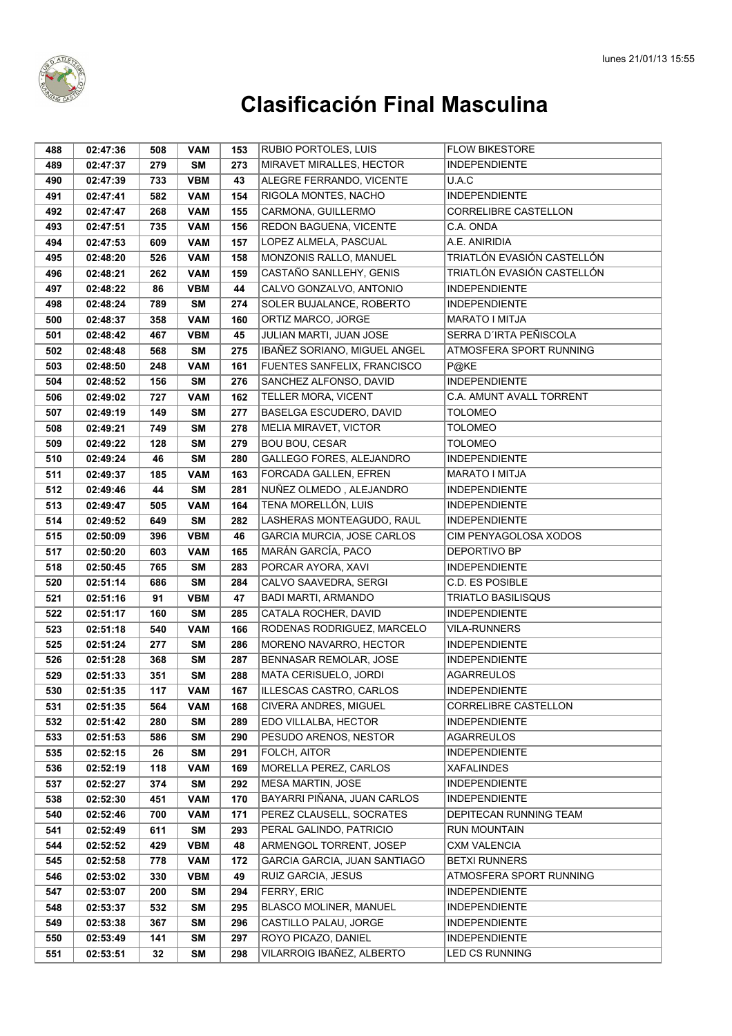# Clasificación Final Masculina

| | | | | | | |
|---|---|---|---|---|---|---|
| 488 | 02:47:36 | 508 | VAM | 153 | RUBIO PORTOLES, LUIS | FLOW BIKESTORE |
| 489 | 02:47:37 | 279 | SM | 273 | MIRAVET MIRALLES, HECTOR | INDEPENDIENTE |
| 490 | 02:47:39 | 733 | VBM | 43 | ALEGRE FERRANDO, VICENTE | U.A.C |
| 491 | 02:47:41 | 582 | VAM | 154 | RIGOLA MONTES, NACHO | INDEPENDIENTE |
| 492 | 02:47:47 | 268 | VAM | 155 | CARMONA, GUILLERMO | CORRELIBRE CASTELLON |
| 493 | 02:47:51 | 735 | VAM | 156 | REDON BAGUENA, VICENTE | C.A. ONDA |
| 494 | 02:47:53 | 609 | VAM | 157 | LOPEZ ALMELA, PASCUAL | A.E. ANIRIDIA |
| 495 | 02:48:20 | 526 | VAM | 158 | MONZONIS RALLO, MANUEL | TRIATLÓN EVASIÓN CASTELLÓN |
| 496 | 02:48:21 | 262 | VAM | 159 | CASTAÑO SANLLEHY, GENIS | TRIATLÓN EVASIÓN CASTELLÓN |
| 497 | 02:48:22 | 86 | VBM | 44 | CALVO GONZALVO, ANTONIO | INDEPENDIENTE |
| 498 | 02:48:24 | 789 | SM | 274 | SOLER BUJALANCE, ROBERTO | INDEPENDIENTE |
| 500 | 02:48:37 | 358 | VAM | 160 | ORTIZ MARCO, JORGE | MARATO I MITJA |
| 501 | 02:48:42 | 467 | VBM | 45 | JULIAN MARTI, JUAN JOSE | SERRA D´IRTA PEÑISCOLA |
| 502 | 02:48:48 | 568 | SM | 275 | IBAÑEZ SORIANO, MIGUEL ANGEL | ATMOSFERA SPORT RUNNING |
| 503 | 02:48:50 | 248 | VAM | 161 | FUENTES SANFELIX, FRANCISCO | P@KE |
| 504 | 02:48:52 | 156 | SM | 276 | SANCHEZ ALFONSO, DAVID | INDEPENDIENTE |
| 506 | 02:49:02 | 727 | VAM | 162 | TELLER MORA, VICENT | C.A. AMUNT AVALL TORRENT |
| 507 | 02:49:19 | 149 | SM | 277 | BASELGA ESCUDERO, DAVID | TOLOMEO |
| 508 | 02:49:21 | 749 | SM | 278 | MELIA MIRAVET, VICTOR | TOLOMEO |
| 509 | 02:49:22 | 128 | SM | 279 | BOU BOU, CESAR | TOLOMEO |
| 510 | 02:49:24 | 46 | SM | 280 | GALLEGO FORES, ALEJANDRO | INDEPENDIENTE |
| 511 | 02:49:37 | 185 | VAM | 163 | FORCADA GALLEN, EFREN | MARATO I MITJA |
| 512 | 02:49:46 | 44 | SM | 281 | NUÑEZ OLMEDO , ALEJANDRO | INDEPENDIENTE |
| 513 | 02:49:47 | 505 | VAM | 164 | TENA MORELLÓN, LUIS | INDEPENDIENTE |
| 514 | 02:49:52 | 649 | SM | 282 | LASHERAS MONTEAGUDO, RAUL | INDEPENDIENTE |
| 515 | 02:50:09 | 396 | VBM | 46 | GARCIA MURCIA, JOSE CARLOS | CIM PENYAGOLOSA XODOS |
| 517 | 02:50:20 | 603 | VAM | 165 | MARÁN GARCÍA, PACO | DEPORTIVO BP |
| 518 | 02:50:45 | 765 | SM | 283 | PORCAR AYORA, XAVI | INDEPENDIENTE |
| 520 | 02:51:14 | 686 | SM | 284 | CALVO SAAVEDRA, SERGI | C.D. ES POSIBLE |
| 521 | 02:51:16 | 91 | VBM | 47 | BADI MARTI, ARMANDO | TRIATLO BASILISQUS |
| 522 | 02:51:17 | 160 | SM | 285 | CATALA ROCHER, DAVID | INDEPENDIENTE |
| 523 | 02:51:18 | 540 | VAM | 166 | RODENAS RODRIGUEZ, MARCELO | VILA-RUNNERS |
| 525 | 02:51:24 | 277 | SM | 286 | MORENO NAVARRO, HECTOR | INDEPENDIENTE |
| 526 | 02:51:28 | 368 | SM | 287 | BENNASAR REMOLAR, JOSE | INDEPENDIENTE |
| 529 | 02:51:33 | 351 | SM | 288 | MATA CERISUELO, JORDI | AGARREULOS |
| 530 | 02:51:35 | 117 | VAM | 167 | ILLESCAS CASTRO, CARLOS | INDEPENDIENTE |
| 531 | 02:51:35 | 564 | VAM | 168 | CIVERA ANDRES, MIGUEL | CORRELIBRE CASTELLON |
| 532 | 02:51:42 | 280 | SM | 289 | EDO VILLALBA, HECTOR | INDEPENDIENTE |
| 533 | 02:51:53 | 586 | SM | 290 | PESUDO ARENOS, NESTOR | AGARREULOS |
| 535 | 02:52:15 | 26 | SM | 291 | FOLCH, AITOR | INDEPENDIENTE |
| 536 | 02:52:19 | 118 | VAM | 169 | MORELLA PEREZ, CARLOS | XAFALINDES |
| 537 | 02:52:27 | 374 | SM | 292 | MESA MARTIN, JOSE | INDEPENDIENTE |
| 538 | 02:52:30 | 451 | VAM | 170 | BAYARRI PIÑANA, JUAN CARLOS | INDEPENDIENTE |
| 540 | 02:52:46 | 700 | VAM | 171 | PEREZ CLAUSELL, SOCRATES | DEPITECAN RUNNING TEAM |
| 541 | 02:52:49 | 611 | SM | 293 | PERAL GALINDO, PATRICIO | RUN MOUNTAIN |
| 544 | 02:52:52 | 429 | VBM | 48 | ARMENGOL TORRENT, JOSEP | CXM VALENCIA |
| 545 | 02:52:58 | 778 | VAM | 172 | GARCIA GARCIA, JUAN SANTIAGO | BETXI RUNNERS |
| 546 | 02:53:02 | 330 | VBM | 49 | RUIZ GARCIA, JESUS | ATMOSFERA SPORT RUNNING |
| 547 | 02:53:07 | 200 | SM | 294 | FERRY, ERIC | INDEPENDIENTE |
| 548 | 02:53:37 | 532 | SM | 295 | BLASCO MOLINER, MANUEL | INDEPENDIENTE |
| 549 | 02:53:38 | 367 | SM | 296 | CASTILLO PALAU, JORGE | INDEPENDIENTE |
| 550 | 02:53:49 | 141 | SM | 297 | ROYO PICAZO, DANIEL | INDEPENDIENTE |
| 551 | 02:53:51 | 32 | SM | 298 | VILARROIG IBAÑEZ, ALBERTO | LED CS RUNNING |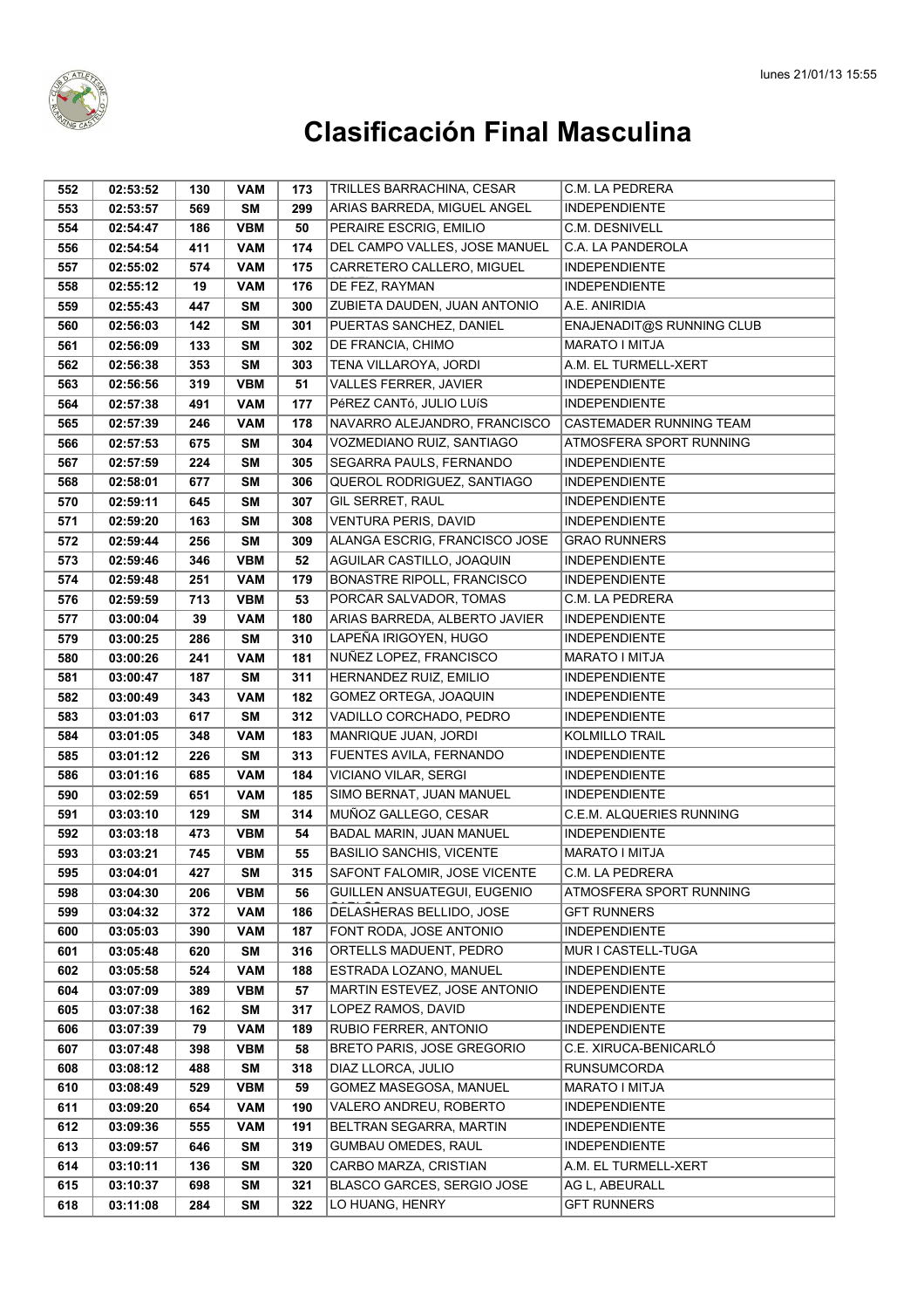# Clasificación Final Masculina

| | | | | | | |
|---|---|---|---|---|---|---|
| 552 | 02:53:52 | 130 | VAM | 173 | TRILLES BARRACHINA, CESAR | C.M. LA PEDRERA |
| 553 | 02:53:57 | 569 | SM | 299 | ARIAS BARREDA, MIGUEL ANGEL | INDEPENDIENTE |
| 554 | 02:54:47 | 186 | VBM | 50 | PERAIRE ESCRIG, EMILIO | C.M. DESNIVELL |
| 556 | 02:54:54 | 411 | VAM | 174 | DEL CAMPO VALLES, JOSE MANUEL | C.A. LA PANDEROLA |
| 557 | 02:55:02 | 574 | VAM | 175 | CARRETERO CALLERO, MIGUEL | INDEPENDIENTE |
| 558 | 02:55:12 | 19 | VAM | 176 | DE FEZ, RAYMAN | INDEPENDIENTE |
| 559 | 02:55:43 | 447 | SM | 300 | ZUBIETA DAUDEN, JUAN ANTONIO | A.E. ANIRIDIA |
| 560 | 02:56:03 | 142 | SM | 301 | PUERTAS SANCHEZ, DANIEL | ENAJENADIT@S RUNNING CLUB |
| 561 | 02:56:09 | 133 | SM | 302 | DE FRANCIA, CHIMO | MARATO I MITJA |
| 562 | 02:56:38 | 353 | SM | 303 | TENA VILLAROYA, JORDI | A.M. EL TURMELL-XERT |
| 563 | 02:56:56 | 319 | VBM | 51 | VALLES FERRER, JAVIER | INDEPENDIENTE |
| 564 | 02:57:38 | 491 | VAM | 177 | PéREZ CANTó, JULIO LUíS | INDEPENDIENTE |
| 565 | 02:57:39 | 246 | VAM | 178 | NAVARRO ALEJANDRO, FRANCISCO | CASTEMADER RUNNING TEAM |
| 566 | 02:57:53 | 675 | SM | 304 | VOZMEDIANO RUIZ, SANTIAGO | ATMOSFERA SPORT RUNNING |
| 567 | 02:57:59 | 224 | SM | 305 | SEGARRA PAULS, FERNANDO | INDEPENDIENTE |
| 568 | 02:58:01 | 677 | SM | 306 | QUEROL RODRIGUEZ, SANTIAGO | INDEPENDIENTE |
| 570 | 02:59:11 | 645 | SM | 307 | GIL SERRET, RAUL | INDEPENDIENTE |
| 571 | 02:59:20 | 163 | SM | 308 | VENTURA PERIS, DAVID | INDEPENDIENTE |
| 572 | 02:59:44 | 256 | SM | 309 | ALANGA ESCRIG, FRANCISCO JOSE | GRAO RUNNERS |
| 573 | 02:59:46 | 346 | VBM | 52 | AGUILAR CASTILLO, JOAQUIN | INDEPENDIENTE |
| 574 | 02:59:48 | 251 | VAM | 179 | BONASTRE RIPOLL, FRANCISCO | INDEPENDIENTE |
| 576 | 02:59:59 | 713 | VBM | 53 | PORCAR SALVADOR, TOMAS | C.M. LA PEDRERA |
| 577 | 03:00:04 | 39 | VAM | 180 | ARIAS BARREDA, ALBERTO JAVIER | INDEPENDIENTE |
| 579 | 03:00:25 | 286 | SM | 310 | LAPEÑA IRIGOYEN, HUGO | INDEPENDIENTE |
| 580 | 03:00:26 | 241 | VAM | 181 | NUÑEZ LOPEZ, FRANCISCO | MARATO I MITJA |
| 581 | 03:00:47 | 187 | SM | 311 | HERNANDEZ RUIZ, EMILIO | INDEPENDIENTE |
| 582 | 03:00:49 | 343 | VAM | 182 | GOMEZ ORTEGA, JOAQUIN | INDEPENDIENTE |
| 583 | 03:01:03 | 617 | SM | 312 | VADILLO CORCHADO, PEDRO | INDEPENDIENTE |
| 584 | 03:01:05 | 348 | VAM | 183 | MANRIQUE JUAN, JORDI | KOLMILLO TRAIL |
| 585 | 03:01:12 | 226 | SM | 313 | FUENTES AVILA, FERNANDO | INDEPENDIENTE |
| 586 | 03:01:16 | 685 | VAM | 184 | VICIANO VILAR, SERGI | INDEPENDIENTE |
| 590 | 03:02:59 | 651 | VAM | 185 | SIMO BERNAT, JUAN MANUEL | INDEPENDIENTE |
| 591 | 03:03:10 | 129 | SM | 314 | MUÑOZ GALLEGO, CESAR | C.E.M. ALQUERIES RUNNING |
| 592 | 03:03:18 | 473 | VBM | 54 | BADAL MARIN, JUAN MANUEL | INDEPENDIENTE |
| 593 | 03:03:21 | 745 | VBM | 55 | BASILIO SANCHIS, VICENTE | MARATO I MITJA |
| 595 | 03:04:01 | 427 | SM | 315 | SAFONT FALOMIR, JOSE VICENTE | C.M. LA PEDRERA |
| 598 | 03:04:30 | 206 | VBM | 56 | GUILLEN ANSUATEGUI, EUGENIO | ATMOSFERA SPORT RUNNING |
| 599 | 03:04:32 | 372 | VAM | 186 | DELASHERAS BELLIDO, JOSE CARLOS | GFT RUNNERS |
| 600 | 03:05:03 | 390 | VAM | 187 | FONT RODA, JOSE ANTONIO | INDEPENDIENTE |
| 601 | 03:05:48 | 620 | SM | 316 | ORTELLS MADUENT, PEDRO | MUR I CASTELL-TUGA |
| 602 | 03:05:58 | 524 | VAM | 188 | ESTRADA LOZANO, MANUEL | INDEPENDIENTE |
| 604 | 03:07:09 | 389 | VBM | 57 | MARTIN ESTEVEZ, JOSE ANTONIO | INDEPENDIENTE |
| 605 | 03:07:38 | 162 | SM | 317 | LOPEZ RAMOS, DAVID | INDEPENDIENTE |
| 606 | 03:07:39 | 79 | VAM | 189 | RUBIO FERRER, ANTONIO | INDEPENDIENTE |
| 607 | 03:07:48 | 398 | VBM | 58 | BRETO PARIS, JOSE GREGORIO | C.E. XIRUCA-BENICARLÓ |
| 608 | 03:08:12 | 488 | SM | 318 | DIAZ LLORCA, JULIO | RUNSUMCORDA |
| 610 | 03:08:49 | 529 | VBM | 59 | GOMEZ MASEGOSA, MANUEL | MARATO I MITJA |
| 611 | 03:09:20 | 654 | VAM | 190 | VALERO ANDREU, ROBERTO | INDEPENDIENTE |
| 612 | 03:09:36 | 555 | VAM | 191 | BELTRAN SEGARRA, MARTIN | INDEPENDIENTE |
| 613 | 03:09:57 | 646 | SM | 319 | GUMBAU OMEDES, RAUL | INDEPENDIENTE |
| 614 | 03:10:11 | 136 | SM | 320 | CARBO MARZA, CRISTIAN | A.M. EL TURMELL-XERT |
| 615 | 03:10:37 | 698 | SM | 321 | BLASCO GARCES, SERGIO JOSE | AG L, ABEURALL |
| 618 | 03:11:08 | 284 | SM | 322 | LO HUANG, HENRY | GFT RUNNERS |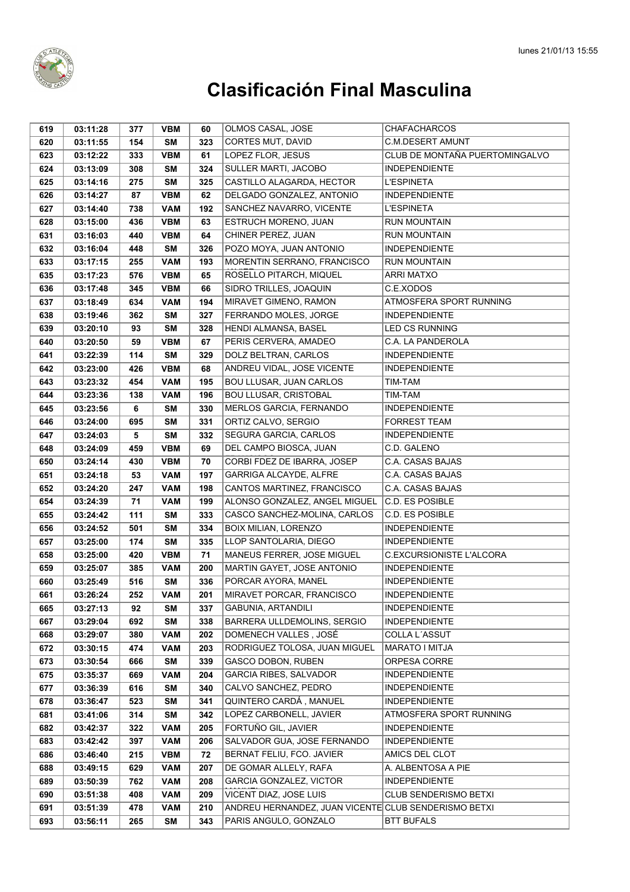# Clasificación Final Masculina

| | | | | | | |
|---|---|---|---|---|---|---|
| 619 | 03:11:28 | 377 | VBM | 60 | OLMOS CASAL, JOSE | CHAFACHARCOS |
| 620 | 03:11:55 | 154 | SM | 323 | CORTES MUT, DAVID | C.M.DESERT AMUNT |
| 623 | 03:12:22 | 333 | VBM | 61 | LOPEZ FLOR, JESUS | CLUB DE MONTAÑA PUERTOMINGALVO |
| 624 | 03:13:09 | 308 | SM | 324 | SULLER MARTI, JACOBO | INDEPENDIENTE |
| 625 | 03:14:16 | 275 | SM | 325 | CASTILLO ALAGARDA, HECTOR | L'ESPINETA |
| 626 | 03:14:27 | 87 | VBM | 62 | DELGADO GONZALEZ, ANTONIO | INDEPENDIENTE |
| 627 | 03:14:40 | 738 | VAM | 192 | SANCHEZ NAVARRO, VICENTE | L'ESPINETA |
| 628 | 03:15:00 | 436 | VBM | 63 | ESTRUCH MORENO, JUAN | RUN MOUNTAIN |
| 631 | 03:16:03 | 440 | VBM | 64 | CHINER PEREZ, JUAN | RUN MOUNTAIN |
| 632 | 03:16:04 | 448 | SM | 326 | POZO MOYA, JUAN ANTONIO | INDEPENDIENTE |
| 633 | 03:17:15 | 255 | VAM | 193 | MORENTIN SERRANO, FRANCISCO | RUN MOUNTAIN |
| 635 | 03:17:23 | 576 | VBM | 65 | ROSELLO PITARCH, MIQUEL | ARRI MATXO |
| 636 | 03:17:48 | 345 | VBM | 66 | SIDRO TRILLES, JOAQUIN | C.E.XODOS |
| 637 | 03:18:49 | 634 | VAM | 194 | MIRAVET GIMENO, RAMON | ATMOSFERA SPORT RUNNING |
| 638 | 03:19:46 | 362 | SM | 327 | FERRANDO MOLES, JORGE | INDEPENDIENTE |
| 639 | 03:20:10 | 93 | SM | 328 | HENDI ALMANSA, BASEL | LED CS RUNNING |
| 640 | 03:20:50 | 59 | VBM | 67 | PERIS CERVERA, AMADEO | C.A. LA PANDEROLA |
| 641 | 03:22:39 | 114 | SM | 329 | DOLZ BELTRAN, CARLOS | INDEPENDIENTE |
| 642 | 03:23:00 | 426 | VBM | 68 | ANDREU VIDAL, JOSE VICENTE | INDEPENDIENTE |
| 643 | 03:23:32 | 454 | VAM | 195 | BOU LLUSAR, JUAN CARLOS | TIM-TAM |
| 644 | 03:23:36 | 138 | VAM | 196 | BOU LLUSAR, CRISTOBAL | TIM-TAM |
| 645 | 03:23:56 | 6 | SM | 330 | MERLOS GARCIA, FERNANDO | INDEPENDIENTE |
| 646 | 03:24:00 | 695 | SM | 331 | ORTIZ CALVO, SERGIO | FORREST TEAM |
| 647 | 03:24:03 | 5 | SM | 332 | SEGURA GARCIA, CARLOS | INDEPENDIENTE |
| 648 | 03:24:09 | 459 | VBM | 69 | DEL CAMPO BIOSCA, JUAN | C.D. GALENO |
| 650 | 03:24:14 | 430 | VBM | 70 | CORBI FDEZ DE IBARRA, JOSEP | C.A. CASAS BAJAS |
| 651 | 03:24:18 | 53 | VAM | 197 | GARRIGA ALCAYDE, ALFRE | C.A. CASAS BAJAS |
| 652 | 03:24:20 | 247 | VAM | 198 | CANTOS MARTINEZ, FRANCISCO | C.A. CASAS BAJAS |
| 654 | 03:24:39 | 71 | VAM | 199 | ALONSO GONZALEZ, ANGEL MIGUEL | C.D. ES POSIBLE |
| 655 | 03:24:42 | 111 | SM | 333 | CASCO SANCHEZ-MOLINA, CARLOS | C.D. ES POSIBLE |
| 656 | 03:24:52 | 501 | SM | 334 | BOIX MILIAN, LORENZO | INDEPENDIENTE |
| 657 | 03:25:00 | 174 | SM | 335 | LLOP SANTOLARIA, DIEGO | INDEPENDIENTE |
| 658 | 03:25:00 | 420 | VBM | 71 | MANEUS FERRER, JOSE MIGUEL | C.EXCURSIONISTE L'ALCORA |
| 659 | 03:25:07 | 385 | VAM | 200 | MARTIN GAYET, JOSE ANTONIO | INDEPENDIENTE |
| 660 | 03:25:49 | 516 | SM | 336 | PORCAR AYORA, MANEL | INDEPENDIENTE |
| 661 | 03:26:24 | 252 | VAM | 201 | MIRAVET PORCAR, FRANCISCO | INDEPENDIENTE |
| 665 | 03:27:13 | 92 | SM | 337 | GABUNIA, ARTANDILI | INDEPENDIENTE |
| 667 | 03:29:04 | 692 | SM | 338 | BARRERA ULLDEMOLINS, SERGIO | INDEPENDIENTE |
| 668 | 03:29:07 | 380 | VAM | 202 | DOMENECH VALLES , JOSÉ | COLLA L´ASSUT |
| 672 | 03:30:15 | 474 | VAM | 203 | RODRIGUEZ TOLOSA, JUAN MIGUEL | MARATO I MITJA |
| 673 | 03:30:54 | 666 | SM | 339 | GASCO DOBON, RUBEN | ORPESA CORRE |
| 675 | 03:35:37 | 669 | VAM | 204 | GARCIA RIBES, SALVADOR | INDEPENDIENTE |
| 677 | 03:36:39 | 616 | SM | 340 | CALVO SANCHEZ, PEDRO | INDEPENDIENTE |
| 678 | 03:36:47 | 523 | SM | 341 | QUINTERO CARDÁ , MANUEL | INDEPENDIENTE |
| 681 | 03:41:06 | 314 | SM | 342 | LOPEZ CARBONELL, JAVIER | ATMOSFERA SPORT RUNNING |
| 682 | 03:42:37 | 322 | VAM | 205 | FORTUÑO GIL, JAVIER | INDEPENDIENTE |
| 683 | 03:42:42 | 397 | VAM | 206 | SALVADOR GUA, JOSE FERNANDO | INDEPENDIENTE |
| 686 | 03:46:40 | 215 | VBM | 72 | BERNAT FELIU, FCO. JAVIER | AMICS DEL CLOT |
| 688 | 03:49:15 | 629 | VAM | 207 | DE GOMAR ALLELY, RAFA | A. ALBENTOSA A PIE |
| 689 | 03:50:39 | 762 | VAM | 208 | GARCIA GONZALEZ, VICTOR | INDEPENDIENTE |
| 690 | 03:51:38 | 408 | VAM | 209 | VICENT DIAZ, JOSE LUIS | CLUB SENDERISMO BETXI |
| 691 | 03:51:39 | 478 | VAM | 210 | ANDREU HERNANDEZ, JUAN VICENTE | CLUB SENDERISMO BETXI |
| 693 | 03:56:11 | 265 | SM | 343 | PARIS ANGULO, GONZALO | BTT BUFALS |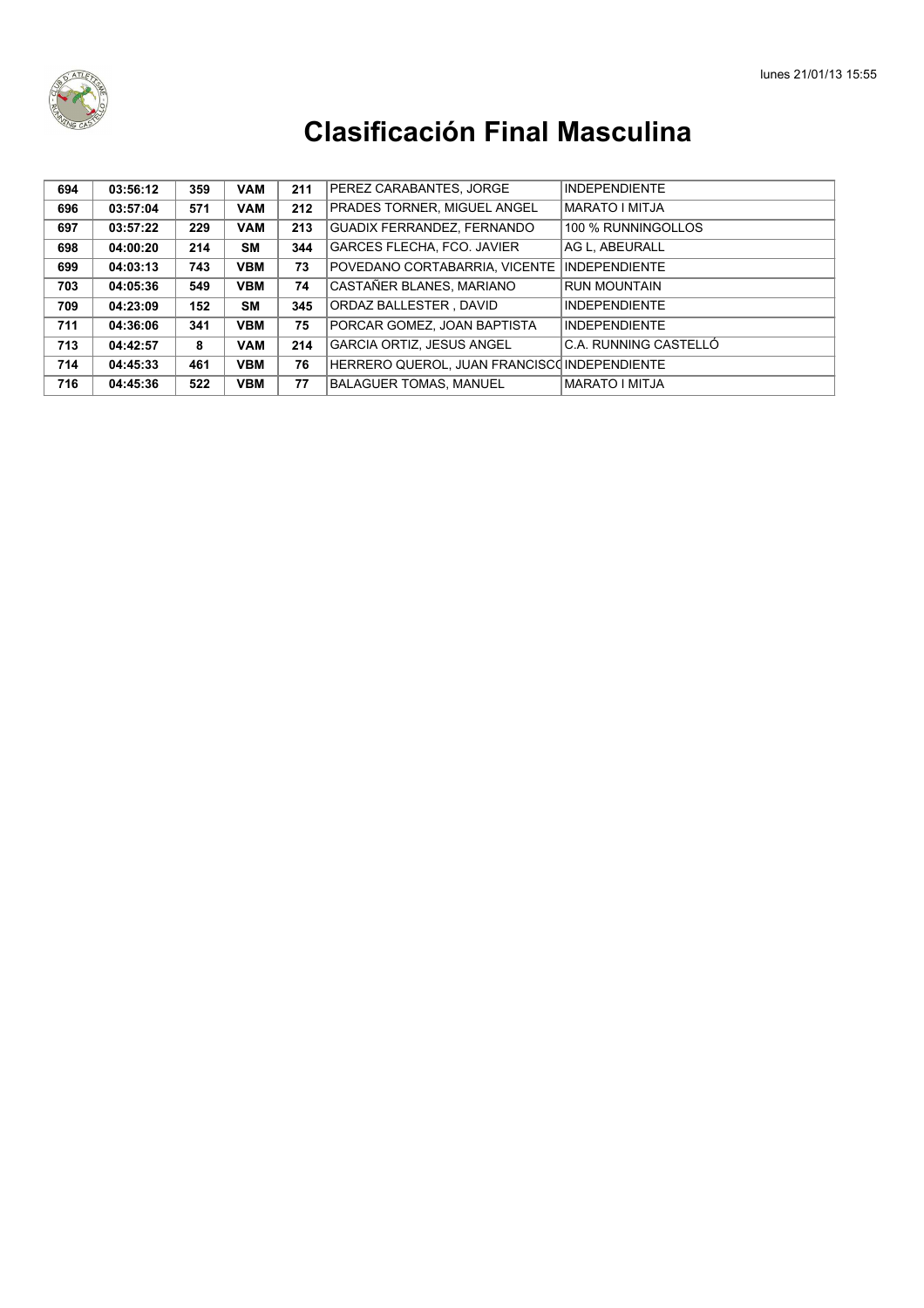# Clasificación Final Masculina

| | | | | | | |
|---|---|---|---|---|---|---|
| 694 | 03:56:12 | 359 | VAM | 211 | PEREZ CARABANTES, JORGE | INDEPENDIENTE |
| 696 | 03:57:04 | 571 | VAM | 212 | PRADES TORNER, MIGUEL ANGEL | MARATO I MITJA |
| 697 | 03:57:22 | 229 | VAM | 213 | GUADIX FERRANDEZ, FERNANDO | 100 % RUNNINGOLLOS |
| 698 | 04:00:20 | 214 | SM | 344 | GARCES FLECHA, FCO. JAVIER | AG L, ABEURALL |
| 699 | 04:03:13 | 743 | VBM | 73 | POVEDANO CORTABARRIA, VICENTE | INDEPENDIENTE |
| 703 | 04:05:36 | 549 | VBM | 74 | CASTAÑER BLANES, MARIANO | RUN MOUNTAIN |
| 709 | 04:23:09 | 152 | SM | 345 | ORDAZ BALLESTER , DAVID | INDEPENDIENTE |
| 711 | 04:36:06 | 341 | VBM | 75 | PORCAR GOMEZ, JOAN BAPTISTA | INDEPENDIENTE |
| 713 | 04:42:57 | 8 | VAM | 214 | GARCIA ORTIZ, JESUS ANGEL | C.A. RUNNING CASTELLÓ |
| 714 | 04:45:33 | 461 | VBM | 76 | HERRERO QUEROL, JUAN FRANCISCO | INDEPENDIENTE |
| 716 | 04:45:36 | 522 | VBM | 77 | BALAGUER TOMAS, MANUEL | MARATO I MITJA |